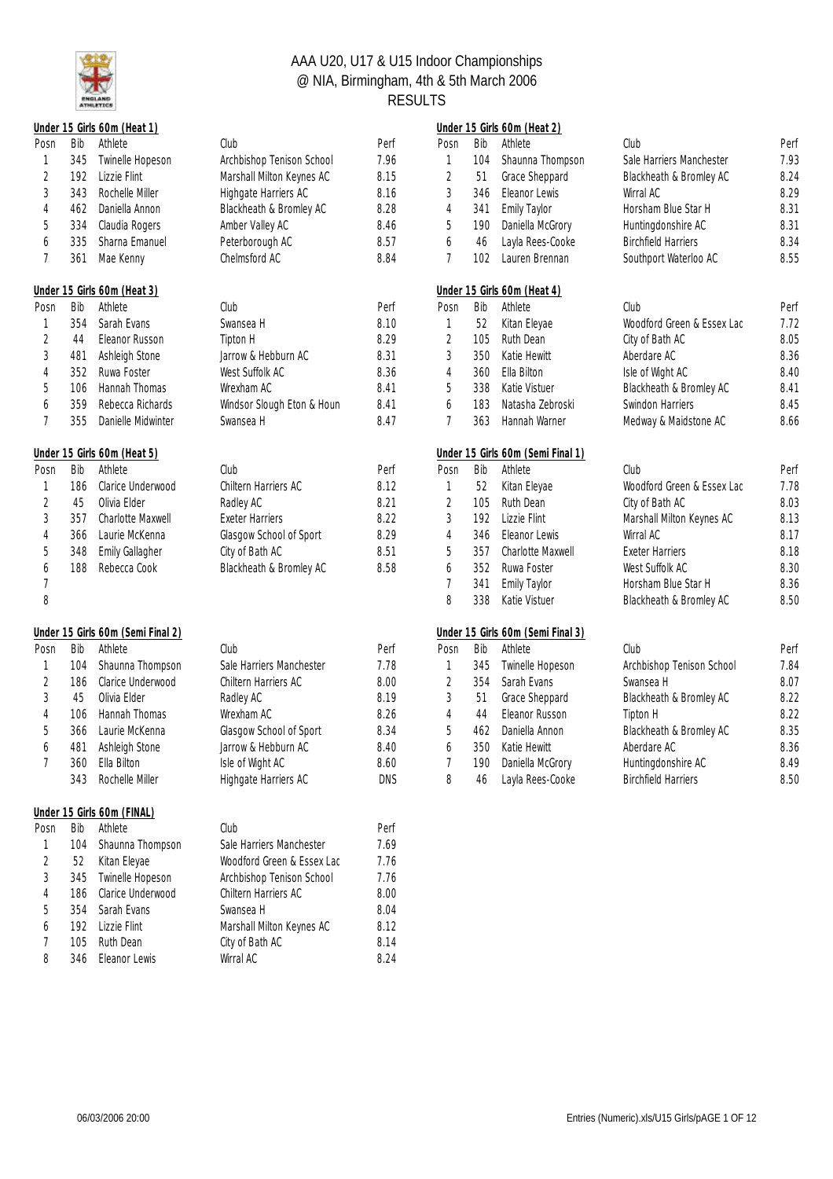# AAA U20, U17 & U15 Indoor Championships
## @ NIA, Birmingham, 4th & 5th March 2006
## RESULTS

### Under 15 Girls 60m (Heat 1)

| Posn | Bib | Athlete | Club | Perf |
|---|---|---|---|---|
| 1 | 345 | Twinelle Hopeson | Archbishop Tenison School | 7.96 |
| 2 | 192 | Lizzie Flint | Marshall Milton Keynes AC | 8.15 |
| 3 | 343 | Rochelle Miller | Highgate Harriers AC | 8.16 |
| 4 | 462 | Daniella Annon | Blackheath & Bromley AC | 8.28 |
| 5 | 334 | Claudia Rogers | Amber Valley AC | 8.46 |
| 6 | 335 | Sharna Emanuel | Peterborough AC | 8.57 |
| 7 | 361 | Mae Kenny | Chelmsford AC | 8.84 |

### Under 15 Girls 60m (Heat 2)

| Posn | Bib | Athlete | Club | Perf |
|---|---|---|---|---|
| 1 | 104 | Shaunna Thompson | Sale Harriers Manchester | 7.93 |
| 2 | 51 | Grace Sheppard | Blackheath & Bromley AC | 8.24 |
| 3 | 346 | Eleanor Lewis | Wirral AC | 8.29 |
| 4 | 341 | Emily Taylor | Horsham Blue Star H | 8.31 |
| 5 | 190 | Daniella McGrory | Huntingdonshire AC | 8.31 |
| 6 | 46 | Layla Rees-Cooke | Birchfield Harriers | 8.34 |
| 7 | 102 | Lauren Brennan | Southport Waterloo AC | 8.55 |

### Under 15 Girls 60m (Heat 3)

| Posn | Bib | Athlete | Club | Perf |
|---|---|---|---|---|
| 1 | 354 | Sarah Evans | Swansea H | 8.10 |
| 2 | 44 | Eleanor Russon | Tipton H | 8.29 |
| 3 | 481 | Ashleigh Stone | Jarrow & Hebburn AC | 8.31 |
| 4 | 352 | Ruwa Foster | West Suffolk AC | 8.36 |
| 5 | 106 | Hannah Thomas | Wrexham AC | 8.41 |
| 6 | 359 | Rebecca Richards | Windsor Slough Eton & Houn | 8.41 |
| 7 | 355 | Danielle Midwinter | Swansea H | 8.47 |

### Under 15 Girls 60m (Heat 4)

| Posn | Bib | Athlete | Club | Perf |
|---|---|---|---|---|
| 1 | 52 | Kitan Eleyae | Woodford Green & Essex Lac | 7.72 |
| 2 | 105 | Ruth Dean | City of Bath AC | 8.05 |
| 3 | 350 | Katie Hewitt | Aberdare AC | 8.36 |
| 4 | 360 | Ella Bilton | Isle of Wight AC | 8.40 |
| 5 | 338 | Katie Vistuer | Blackheath & Bromley AC | 8.41 |
| 6 | 183 | Natasha Zebroski | Swindon Harriers | 8.45 |
| 7 | 363 | Hannah Warner | Medway & Maidstone AC | 8.66 |

### Under 15 Girls 60m (Heat 5)

| Posn | Bib | Athlete | Club | Perf |
|---|---|---|---|---|
| 1 | 186 | Clarice Underwood | Chiltern Harriers AC | 8.12 |
| 2 | 45 | Olivia Elder | Radley AC | 8.21 |
| 3 | 357 | Charlotte Maxwell | Exeter Harriers | 8.22 |
| 4 | 366 | Laurie McKenna | Glasgow School of Sport | 8.29 |
| 5 | 348 | Emily Gallagher | City of Bath AC | 8.51 |
| 6 | 188 | Rebecca Cook | Blackheath & Bromley AC | 8.58 |
| 7 | | | | |
| 8 | | | | |

### Under 15 Girls 60m (Semi Final 1)

| Posn | Bib | Athlete | Club | Perf |
|---|---|---|---|---|
| 1 | 52 | Kitan Eleyae | Woodford Green & Essex Lac | 7.78 |
| 2 | 105 | Ruth Dean | City of Bath AC | 8.03 |
| 3 | 192 | Lizzie Flint | Marshall Milton Keynes AC | 8.13 |
| 4 | 346 | Eleanor Lewis | Wirral AC | 8.17 |
| 5 | 357 | Charlotte Maxwell | Exeter Harriers | 8.18 |
| 6 | 352 | Ruwa Foster | West Suffolk AC | 8.30 |
| 7 | 341 | Emily Taylor | Horsham Blue Star H | 8.36 |
| 8 | 338 | Katie Vistuer | Blackheath & Bromley AC | 8.50 |

### Under 15 Girls 60m (Semi Final 2)

| Posn | Bib | Athlete | Club | Perf |
|---|---|---|---|---|
| 1 | 104 | Shaunna Thompson | Sale Harriers Manchester | 7.78 |
| 2 | 186 | Clarice Underwood | Chiltern Harriers AC | 8.00 |
| 3 | 45 | Olivia Elder | Radley AC | 8.19 |
| 4 | 106 | Hannah Thomas | Wrexham AC | 8.26 |
| 5 | 366 | Laurie McKenna | Glasgow School of Sport | 8.34 |
| 6 | 481 | Ashleigh Stone | Jarrow & Hebburn AC | 8.40 |
| 7 | 360 | Ella Bilton | Isle of Wight AC | 8.60 |
| | 343 | Rochelle Miller | Highgate Harriers AC | DNS |

### Under 15 Girls 60m (Semi Final 3)

| Posn | Bib | Athlete | Club | Perf |
|---|---|---|---|---|
| 1 | 345 | Twinelle Hopeson | Archbishop Tenison School | 7.84 |
| 2 | 354 | Sarah Evans | Swansea H | 8.07 |
| 3 | 51 | Grace Sheppard | Blackheath & Bromley AC | 8.22 |
| 4 | 44 | Eleanor Russon | Tipton H | 8.22 |
| 5 | 462 | Daniella Annon | Blackheath & Bromley AC | 8.35 |
| 6 | 350 | Katie Hewitt | Aberdare AC | 8.36 |
| 7 | 190 | Daniella McGrory | Huntingdonshire AC | 8.49 |
| 8 | 46 | Layla Rees-Cooke | Birchfield Harriers | 8.50 |

### Under 15 Girls 60m (FINAL)

| Posn | Bib | Athlete | Club | Perf |
|---|---|---|---|---|
| 1 | 104 | Shaunna Thompson | Sale Harriers Manchester | 7.69 |
| 2 | 52 | Kitan Eleyae | Woodford Green & Essex Lac | 7.76 |
| 3 | 345 | Twinelle Hopeson | Archbishop Tenison School | 7.76 |
| 4 | 186 | Clarice Underwood | Chiltern Harriers AC | 8.00 |
| 5 | 354 | Sarah Evans | Swansea H | 8.04 |
| 6 | 192 | Lizzie Flint | Marshall Milton Keynes AC | 8.12 |
| 7 | 105 | Ruth Dean | City of Bath AC | 8.14 |
| 8 | 346 | Eleanor Lewis | Wirral AC | 8.24 |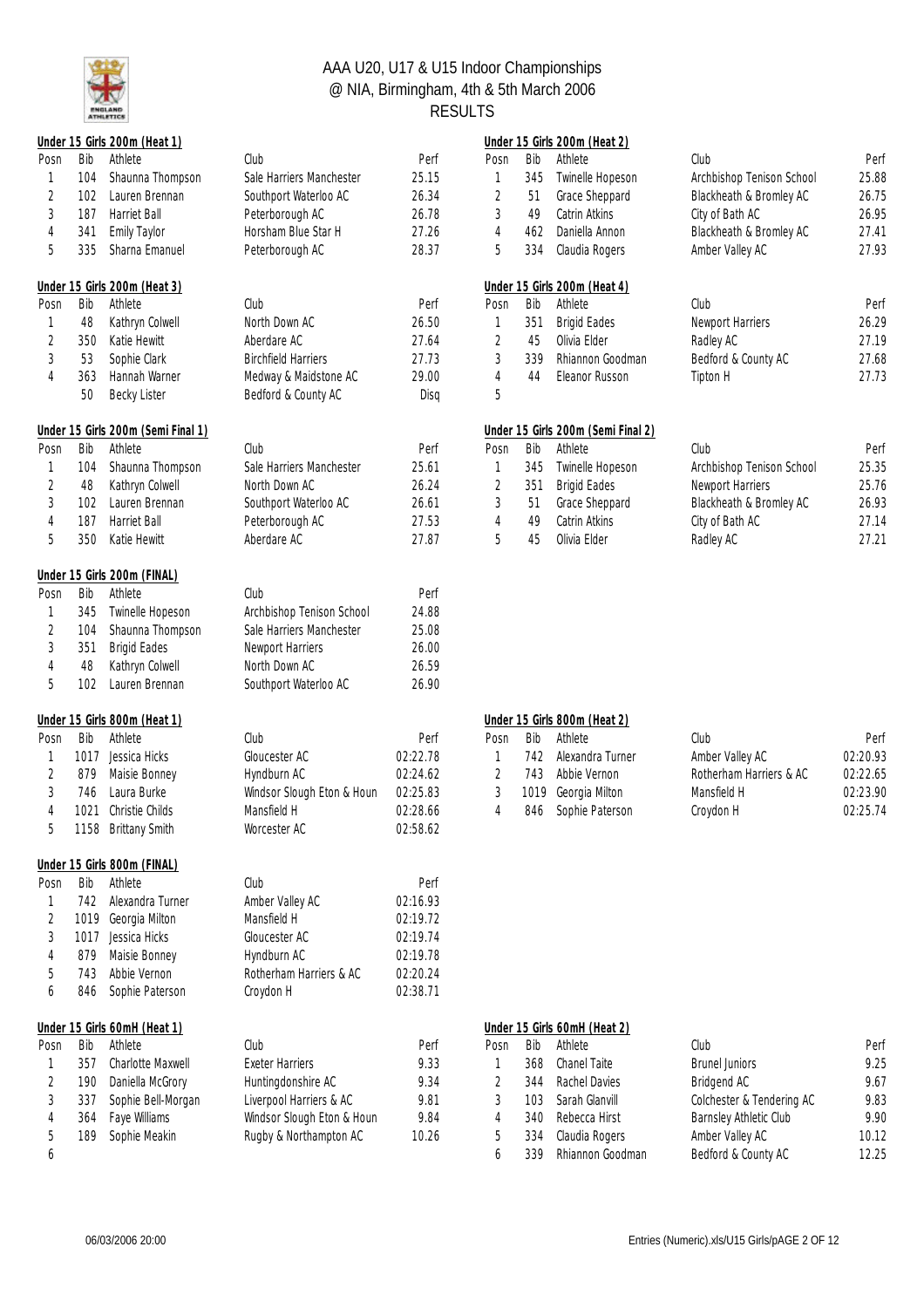# AAA U20, U17 & U15 Indoor Championships
## @ NIA, Birmingham, 4th & 5th March 2006
## RESULTS

### Under 15 Girls 200m (Heat 1)

| Posn | Bib | Athlete | Club | Perf |
|---|---|---|---|---|
| 1 | 104 | Shaunna Thompson | Sale Harriers Manchester | 25.15 |
| 2 | 102 | Lauren Brennan | Southport Waterloo AC | 26.34 |
| 3 | 187 | Harriet Ball | Peterborough AC | 26.78 |
| 4 | 341 | Emily Taylor | Horsham Blue Star H | 27.26 |
| 5 | 335 | Sharna Emanuel | Peterborough AC | 28.37 |

### Under 15 Girls 200m (Heat 2)

| Posn | Bib | Athlete | Club | Perf |
|---|---|---|---|---|
| 1 | 345 | Twinelle Hopeson | Archbishop Tenison School | 25.88 |
| 2 | 51 | Grace Sheppard | Blackheath & Bromley AC | 26.75 |
| 3 | 49 | Catrin Atkins | City of Bath AC | 26.95 |
| 4 | 462 | Daniella Annon | Blackheath & Bromley AC | 27.41 |
| 5 | 334 | Claudia Rogers | Amber Valley AC | 27.93 |

### Under 15 Girls 200m (Heat 3)

| Posn | Bib | Athlete | Club | Perf |
|---|---|---|---|---|
| 1 | 48 | Kathryn Colwell | North Down AC | 26.50 |
| 2 | 350 | Katie Hewitt | Aberdare AC | 27.64 |
| 3 | 53 | Sophie Clark | Birchfield Harriers | 27.73 |
| 4 | 363 | Hannah Warner | Medway & Maidstone AC | 29.00 |
| | 50 | Becky Lister | Bedford & County AC | Disq |

### Under 15 Girls 200m (Heat 4)

| Posn | Bib | Athlete | Club | Perf |
|---|---|---|---|---|
| 1 | 351 | Brigid Eades | Newport Harriers | 26.29 |
| 2 | 45 | Olivia Elder | Radley AC | 27.19 |
| 3 | 339 | Rhiannon Goodman | Bedford & County AC | 27.68 |
| 4 | 44 | Eleanor Russon | Tipton H | 27.73 |
| 5 | | | | |

### Under 15 Girls 200m (Semi Final 1)

| Posn | Bib | Athlete | Club | Perf |
|---|---|---|---|---|
| 1 | 104 | Shaunna Thompson | Sale Harriers Manchester | 25.61 |
| 2 | 48 | Kathryn Colwell | North Down AC | 26.24 |
| 3 | 102 | Lauren Brennan | Southport Waterloo AC | 26.61 |
| 4 | 187 | Harriet Ball | Peterborough AC | 27.53 |
| 5 | 350 | Katie Hewitt | Aberdare AC | 27.87 |

### Under 15 Girls 200m (Semi Final 2)

| Posn | Bib | Athlete | Club | Perf |
|---|---|---|---|---|
| 1 | 345 | Twinelle Hopeson | Archbishop Tenison School | 25.35 |
| 2 | 351 | Brigid Eades | Newport Harriers | 25.76 |
| 3 | 51 | Grace Sheppard | Blackheath & Bromley AC | 26.93 |
| 4 | 49 | Catrin Atkins | City of Bath AC | 27.14 |
| 5 | 45 | Olivia Elder | Radley AC | 27.21 |

### Under 15 Girls 200m (FINAL)

| Posn | Bib | Athlete | Club | Perf |
|---|---|---|---|---|
| 1 | 345 | Twinelle Hopeson | Archbishop Tenison School | 24.88 |
| 2 | 104 | Shaunna Thompson | Sale Harriers Manchester | 25.08 |
| 3 | 351 | Brigid Eades | Newport Harriers | 26.00 |
| 4 | 48 | Kathryn Colwell | North Down AC | 26.59 |
| 5 | 102 | Lauren Brennan | Southport Waterloo AC | 26.90 |

### Under 15 Girls 800m (Heat 1)

| Posn | Bib | Athlete | Club | Perf |
|---|---|---|---|---|
| 1 | 1017 | Jessica Hicks | Gloucester AC | 02:22.78 |
| 2 | 879 | Maisie Bonney | Hyndburn AC | 02:24.62 |
| 3 | 746 | Laura Burke | Windsor Slough Eton & Houn | 02:25.83 |
| 4 | 1021 | Christie Childs | Mansfield H | 02:28.66 |
| 5 | 1158 | Brittany Smith | Worcester AC | 02:58.62 |

### Under 15 Girls 800m (Heat 2)

| Posn | Bib | Athlete | Club | Perf |
|---|---|---|---|---|
| 1 | 742 | Alexandra Turner | Amber Valley AC | 02:20.93 |
| 2 | 743 | Abbie Vernon | Rotherham Harriers & AC | 02:22.65 |
| 3 | 1019 | Georgia Milton | Mansfield H | 02:23.90 |
| 4 | 846 | Sophie Paterson | Croydon H | 02:25.74 |

### Under 15 Girls 800m (FINAL)

| Posn | Bib | Athlete | Club | Perf |
|---|---|---|---|---|
| 1 | 742 | Alexandra Turner | Amber Valley AC | 02:16.93 |
| 2 | 1019 | Georgia Milton | Mansfield H | 02:19.72 |
| 3 | 1017 | Jessica Hicks | Gloucester AC | 02:19.74 |
| 4 | 879 | Maisie Bonney | Hyndburn AC | 02:19.78 |
| 5 | 743 | Abbie Vernon | Rotherham Harriers & AC | 02:20.24 |
| 6 | 846 | Sophie Paterson | Croydon H | 02:38.71 |

### Under 15 Girls 60mH (Heat 1)

| Posn | Bib | Athlete | Club | Perf |
|---|---|---|---|---|
| 1 | 357 | Charlotte Maxwell | Exeter Harriers | 9.33 |
| 2 | 190 | Daniella McGrory | Huntingdonshire AC | 9.34 |
| 3 | 337 | Sophie Bell-Morgan | Liverpool Harriers & AC | 9.81 |
| 4 | 364 | Faye Williams | Windsor Slough Eton & Houn | 9.84 |
| 5 | 189 | Sophie Meakin | Rugby & Northampton AC | 10.26 |
| 6 | | | | |

### Under 15 Girls 60mH (Heat 2)

| Posn | Bib | Athlete | Club | Perf |
|---|---|---|---|---|
| 1 | 368 | Chanel Taite | Brunel Juniors | 9.25 |
| 2 | 344 | Rachel Davies | Bridgend AC | 9.67 |
| 3 | 103 | Sarah Glanvill | Colchester & Tendering AC | 9.83 |
| 4 | 340 | Rebecca Hirst | Barnsley Athletic Club | 9.90 |
| 5 | 334 | Claudia Rogers | Amber Valley AC | 10.12 |
| 6 | 339 | Rhiannon Goodman | Bedford & County AC | 12.25 |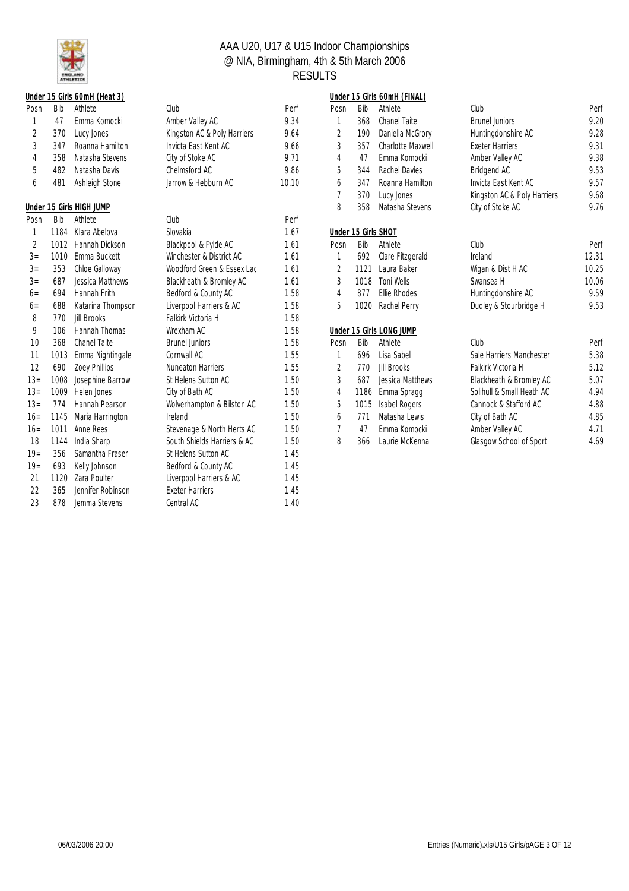# AAA U20, U17 & U15 Indoor Championships
## @ NIA, Birmingham, 4th & 5th March 2006
## RESULTS

### Under 15 Girls 60mH (Heat 3)

| Posn | Bib | Athlete | Club | Perf |
|---|---|---|---|---|
| 1 | 47 | Emma Komocki | Amber Valley AC | 9.34 |
| 2 | 370 | Lucy Jones | Kingston AC & Poly Harriers | 9.64 |
| 3 | 347 | Roanna Hamilton | Invicta East Kent AC | 9.66 |
| 4 | 358 | Natasha Stevens | City of Stoke AC | 9.71 |
| 5 | 482 | Natasha Davis | Chelmsford AC | 9.86 |
| 6 | 481 | Ashleigh Stone | Jarrow & Hebburn AC | 10.10 |

### Under 15 Girls HIGH JUMP

| Posn | Bib | Athlete | Club | Perf |
|---|---|---|---|---|
| 1 | 1184 | Klara Abelova | Slovakia | 1.67 |
| 2 | 1012 | Hannah Dickson | Blackpool & Fylde AC | 1.61 |
| 3= | 1010 | Emma Buckett | Winchester & District AC | 1.61 |
| 3= | 353 | Chloe Galloway | Woodford Green & Essex Lac | 1.61 |
| 3= | 687 | Jessica Matthews | Blackheath & Bromley AC | 1.61 |
| 6= | 694 | Hannah Frith | Bedford & County AC | 1.58 |
| 6= | 688 | Katarina Thompson | Liverpool Harriers & AC | 1.58 |
| 8 | 770 | Jill Brooks | Falkirk Victoria H | 1.58 |
| 9 | 106 | Hannah Thomas | Wrexham AC | 1.58 |
| 10 | 368 | Chanel Taite | Brunel Juniors | 1.58 |
| 11 | 1013 | Emma Nightingale | Cornwall AC | 1.55 |
| 12 | 690 | Zoey Phillips | Nuneaton Harriers | 1.55 |
| 13= | 1008 | Josephine Barrow | St Helens Sutton AC | 1.50 |
| 13= | 1009 | Helen Jones | City of Bath AC | 1.50 |
| 13= | 774 | Hannah Pearson | Wolverhampton & Bilston AC | 1.50 |
| 16= | 1145 | Maria Harrington | Ireland | 1.50 |
| 16= | 1011 | Anne Rees | Stevenage & North Herts AC | 1.50 |
| 18 | 1144 | India Sharp | South Shields Harriers & AC | 1.50 |
| 19= | 356 | Samantha Fraser | St Helens Sutton AC | 1.45 |
| 19= | 693 | Kelly Johnson | Bedford & County AC | 1.45 |
| 21 | 1120 | Zara Poulter | Liverpool Harriers & AC | 1.45 |
| 22 | 365 | Jennifer Robinson | Exeter Harriers | 1.45 |
| 23 | 878 | Jemma Stevens | Central AC | 1.40 |

### Under 15 Girls 60mH (FINAL)

| Posn | Bib | Athlete | Club | Perf |
|---|---|---|---|---|
| 1 | 368 | Chanel Taite | Brunel Juniors | 9.20 |
| 2 | 190 | Daniella McGrory | Huntingdonshire AC | 9.28 |
| 3 | 357 | Charlotte Maxwell | Exeter Harriers | 9.31 |
| 4 | 47 | Emma Komocki | Amber Valley AC | 9.38 |
| 5 | 344 | Rachel Davies | Bridgend AC | 9.53 |
| 6 | 347 | Roanna Hamilton | Invicta East Kent AC | 9.57 |
| 7 | 370 | Lucy Jones | Kingston AC & Poly Harriers | 9.68 |
| 8 | 358 | Natasha Stevens | City of Stoke AC | 9.76 |

### Under 15 Girls SHOT

| Posn | Bib | Athlete | Club | Perf |
|---|---|---|---|---|
| 1 | 692 | Clare Fitzgerald | Ireland | 12.31 |
| 2 | 1121 | Laura Baker | Wigan & Dist H AC | 10.25 |
| 3 | 1018 | Toni Wells | Swansea H | 10.06 |
| 4 | 877 | Ellie Rhodes | Huntingdonshire AC | 9.59 |
| 5 | 1020 | Rachel Perry | Dudley & Stourbridge H | 9.53 |

### Under 15 Girls LONG JUMP

| Posn | Bib | Athlete | Club | Perf |
|---|---|---|---|---|
| 1 | 696 | Lisa Sabel | Sale Harriers Manchester | 5.38 |
| 2 | 770 | Jill Brooks | Falkirk Victoria H | 5.12 |
| 3 | 687 | Jessica Matthews | Blackheath & Bromley AC | 5.07 |
| 4 | 1186 | Emma Spragg | Solihull & Small Heath AC | 4.94 |
| 5 | 1015 | Isabel Rogers | Cannock & Stafford AC | 4.88 |
| 6 | 771 | Natasha Lewis | City of Bath AC | 4.85 |
| 7 | 47 | Emma Komocki | Amber Valley AC | 4.71 |
| 8 | 366 | Laurie McKenna | Glasgow School of Sport | 4.69 |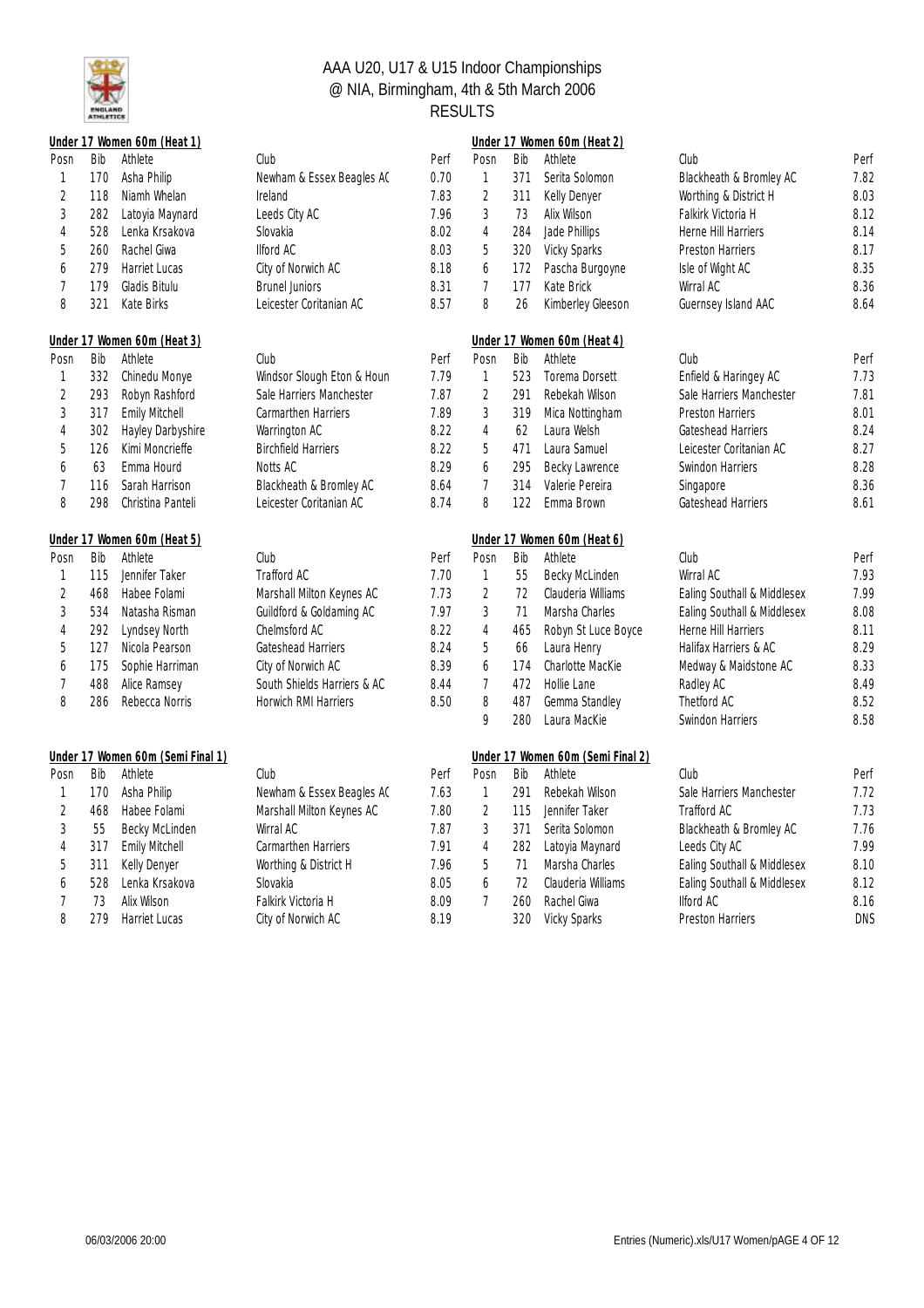# AAA U20, U17 & U15 Indoor Championships
## @ NIA, Birmingham, 4th & 5th March 2006
## RESULTS

### Under 17 Women 60m (Heat 1)

| Posn | Bib | Athlete | Club | Perf |
|---|---|---|---|---|
| 1 | 170 | Asha Philip | Newham & Essex Beagles AC | 0.70 |
| 2 | 118 | Niamh Whelan | Ireland | 7.83 |
| 3 | 282 | Latoyia Maynard | Leeds City AC | 7.96 |
| 4 | 528 | Lenka Krsakova | Slovakia | 8.02 |
| 5 | 260 | Rachel Giwa | Ilford AC | 8.03 |
| 6 | 279 | Harriet Lucas | City of Norwich AC | 8.18 |
| 7 | 179 | Gladis Bitulu | Brunel Juniors | 8.31 |
| 8 | 321 | Kate Birks | Leicester Coritanian AC | 8.57 |

### Under 17 Women 60m (Heat 2)

| Posn | Bib | Athlete | Club | Perf |
|---|---|---|---|---|
| 1 | 371 | Serita Solomon | Blackheath & Bromley AC | 7.82 |
| 2 | 311 | Kelly Denyer | Worthing & District H | 8.03 |
| 3 | 73 | Alix Wilson | Falkirk Victoria H | 8.12 |
| 4 | 284 | Jade Phillips | Herne Hill Harriers | 8.14 |
| 5 | 320 | Vicky Sparks | Preston Harriers | 8.17 |
| 6 | 172 | Pascha Burgoyne | Isle of Wight AC | 8.35 |
| 7 | 177 | Kate Brick | Wirral AC | 8.36 |
| 8 | 26 | Kimberley Gleeson | Guernsey Island AAC | 8.64 |

### Under 17 Women 60m (Heat 3)

| Posn | Bib | Athlete | Club | Perf |
|---|---|---|---|---|
| 1 | 332 | Chinedu Monye | Windsor Slough Eton & Houn | 7.79 |
| 2 | 293 | Robyn Rashford | Sale Harriers Manchester | 7.87 |
| 3 | 317 | Emily Mitchell | Carmarthen Harriers | 7.89 |
| 4 | 302 | Hayley Darbyshire | Warrington AC | 8.22 |
| 5 | 126 | Kimi Moncrieffe | Birchfield Harriers | 8.22 |
| 6 | 63 | Emma Hourd | Notts AC | 8.29 |
| 7 | 116 | Sarah Harrison | Blackheath & Bromley AC | 8.64 |
| 8 | 298 | Christina Panteli | Leicester Coritanian AC | 8.74 |

### Under 17 Women 60m (Heat 4)

| Posn | Bib | Athlete | Club | Perf |
|---|---|---|---|---|
| 1 | 523 | Torema Dorsett | Enfield & Haringey AC | 7.73 |
| 2 | 291 | Rebekah Wilson | Sale Harriers Manchester | 7.81 |
| 3 | 319 | Mica Nottingham | Preston Harriers | 8.01 |
| 4 | 62 | Laura Welsh | Gateshead Harriers | 8.24 |
| 5 | 471 | Laura Samuel | Leicester Coritanian AC | 8.27 |
| 6 | 295 | Becky Lawrence | Swindon Harriers | 8.28 |
| 7 | 314 | Valerie Pereira | Singapore | 8.36 |
| 8 | 122 | Emma Brown | Gateshead Harriers | 8.61 |

### Under 17 Women 60m (Heat 5)

| Posn | Bib | Athlete | Club | Perf |
|---|---|---|---|---|
| 1 | 115 | Jennifer Taker | Trafford AC | 7.70 |
| 2 | 468 | Habee Folami | Marshall Milton Keynes AC | 7.73 |
| 3 | 534 | Natasha Risman | Guildford & Godalming AC | 7.97 |
| 4 | 292 | Lyndsey North | Chelmsford AC | 8.22 |
| 5 | 127 | Nicola Pearson | Gateshead Harriers | 8.24 |
| 6 | 175 | Sophie Harriman | City of Norwich AC | 8.39 |
| 7 | 488 | Alice Ramsey | South Shields Harriers & AC | 8.44 |
| 8 | 286 | Rebecca Norris | Horwich RMI Harriers | 8.50 |

### Under 17 Women 60m (Heat 6)

| Posn | Bib | Athlete | Club | Perf |
|---|---|---|---|---|
| 1 | 55 | Becky McLinden | Wirral AC | 7.93 |
| 2 | 72 | Clauderia Williams | Ealing Southall & Middlesex | 7.99 |
| 3 | 71 | Marsha Charles | Ealing Southall & Middlesex | 8.08 |
| 4 | 465 | Robyn St Luce Boyce | Herne Hill Harriers | 8.11 |
| 5 | 66 | Laura Henry | Halifax Harriers & AC | 8.29 |
| 6 | 174 | Charlotte MacKie | Medway & Maidstone AC | 8.33 |
| 7 | 472 | Hollie Lane | Radley AC | 8.49 |
| 8 | 487 | Gemma Standley | Thetford AC | 8.52 |
| 9 | 280 | Laura MacKie | Swindon Harriers | 8.58 |

### Under 17 Women 60m (Semi Final 1)

| Posn | Bib | Athlete | Club | Perf |
|---|---|---|---|---|
| 1 | 170 | Asha Philip | Newham & Essex Beagles AC | 7.63 |
| 2 | 468 | Habee Folami | Marshall Milton Keynes AC | 7.80 |
| 3 | 55 | Becky McLinden | Wirral AC | 7.87 |
| 4 | 317 | Emily Mitchell | Carmarthen Harriers | 7.91 |
| 5 | 311 | Kelly Denyer | Worthing & District H | 7.96 |
| 6 | 528 | Lenka Krsakova | Slovakia | 8.05 |
| 7 | 73 | Alix Wilson | Falkirk Victoria H | 8.09 |
| 8 | 279 | Harriet Lucas | City of Norwich AC | 8.19 |

### Under 17 Women 60m (Semi Final 2)

| Posn | Bib | Athlete | Club | Perf |
|---|---|---|---|---|
| 1 | 291 | Rebekah Wilson | Sale Harriers Manchester | 7.72 |
| 2 | 115 | Jennifer Taker | Trafford AC | 7.73 |
| 3 | 371 | Serita Solomon | Blackheath & Bromley AC | 7.76 |
| 4 | 282 | Latoyia Maynard | Leeds City AC | 7.99 |
| 5 | 71 | Marsha Charles | Ealing Southall & Middlesex | 8.10 |
| 6 | 72 | Clauderia Williams | Ealing Southall & Middlesex | 8.12 |
| 7 | 260 | Rachel Giwa | Ilford AC | 8.16 |
| | 320 | Vicky Sparks | Preston Harriers | DNS |

06/03/2006 20:00 — Entries (Numeric).xls/U17 Women/pAGE 4 OF 12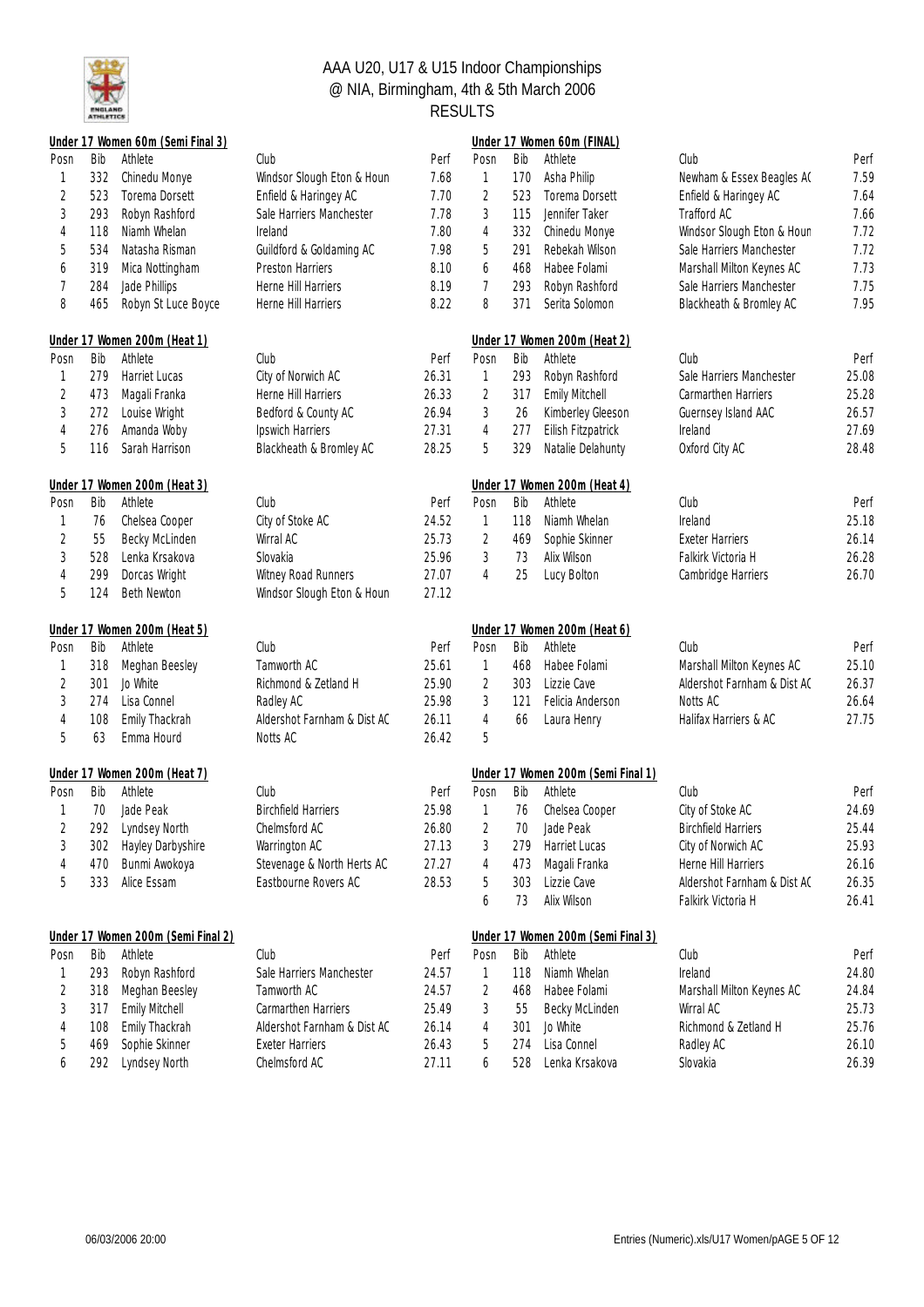# AAA U20, U17 & U15 Indoor Championships
## @ NIA, Birmingham, 4th & 5th March 2006
## RESULTS

### Under 17 Women 60m (Semi Final 3)

| Posn | Bib | Athlete | Club | Perf |
|---|---|---|---|---|
| 1 | 332 | Chinedu Monye | Windsor Slough Eton & Houn | 7.68 |
| 2 | 523 | Torema Dorsett | Enfield & Haringey AC | 7.70 |
| 3 | 293 | Robyn Rashford | Sale Harriers Manchester | 7.78 |
| 4 | 118 | Niamh Whelan | Ireland | 7.80 |
| 5 | 534 | Natasha Risman | Guildford & Godalming AC | 7.98 |
| 6 | 319 | Mica Nottingham | Preston Harriers | 8.10 |
| 7 | 284 | Jade Phillips | Herne Hill Harriers | 8.19 |
| 8 | 465 | Robyn St Luce Boyce | Herne Hill Harriers | 8.22 |

### Under 17 Women 60m (FINAL)

| Posn | Bib | Athlete | Club | Perf |
|---|---|---|---|---|
| 1 | 170 | Asha Philip | Newham & Essex Beagles AC | 7.59 |
| 2 | 523 | Torema Dorsett | Enfield & Haringey AC | 7.64 |
| 3 | 115 | Jennifer Taker | Trafford AC | 7.66 |
| 4 | 332 | Chinedu Monye | Windsor Slough Eton & Houn | 7.72 |
| 5 | 291 | Rebekah Wilson | Sale Harriers Manchester | 7.72 |
| 6 | 468 | Habee Folami | Marshall Milton Keynes AC | 7.73 |
| 7 | 293 | Robyn Rashford | Sale Harriers Manchester | 7.75 |
| 8 | 371 | Serita Solomon | Blackheath & Bromley AC | 7.95 |

### Under 17 Women 200m (Heat 1)

| Posn | Bib | Athlete | Club | Perf |
|---|---|---|---|---|
| 1 | 279 | Harriet Lucas | City of Norwich AC | 26.31 |
| 2 | 473 | Magali Franka | Herne Hill Harriers | 26.33 |
| 3 | 272 | Louise Wright | Bedford & County AC | 26.94 |
| 4 | 276 | Amanda Woby | Ipswich Harriers | 27.31 |
| 5 | 116 | Sarah Harrison | Blackheath & Bromley AC | 28.25 |

### Under 17 Women 200m (Heat 2)

| Posn | Bib | Athlete | Club | Perf |
|---|---|---|---|---|
| 1 | 293 | Robyn Rashford | Sale Harriers Manchester | 25.08 |
| 2 | 317 | Emily Mitchell | Carmarthen Harriers | 25.28 |
| 3 | 26 | Kimberley Gleeson | Guernsey Island AAC | 26.57 |
| 4 | 277 | Eilish Fitzpatrick | Ireland | 27.69 |
| 5 | 329 | Natalie Delahunty | Oxford City AC | 28.48 |

### Under 17 Women 200m (Heat 3)

| Posn | Bib | Athlete | Club | Perf |
|---|---|---|---|---|
| 1 | 76 | Chelsea Cooper | City of Stoke AC | 24.52 |
| 2 | 55 | Becky McLinden | Wirral AC | 25.73 |
| 3 | 528 | Lenka Krsakova | Slovakia | 25.96 |
| 4 | 299 | Dorcas Wright | Witney Road Runners | 27.07 |
| 5 | 124 | Beth Newton | Windsor Slough Eton & Houn | 27.12 |

### Under 17 Women 200m (Heat 4)

| Posn | Bib | Athlete | Club | Perf |
|---|---|---|---|---|
| 1 | 118 | Niamh Whelan | Ireland | 25.18 |
| 2 | 469 | Sophie Skinner | Exeter Harriers | 26.14 |
| 3 | 73 | Alix Wilson | Falkirk Victoria H | 26.28 |
| 4 | 25 | Lucy Bolton | Cambridge Harriers | 26.70 |

### Under 17 Women 200m (Heat 5)

| Posn | Bib | Athlete | Club | Perf |
|---|---|---|---|---|
| 1 | 318 | Meghan Beesley | Tamworth AC | 25.61 |
| 2 | 301 | Jo White | Richmond & Zetland H | 25.90 |
| 3 | 274 | Lisa Connel | Radley AC | 25.98 |
| 4 | 108 | Emily Thackrah | Aldershot Farnham & Dist AC | 26.11 |
| 5 | 63 | Emma Hourd | Notts AC | 26.42 |

### Under 17 Women 200m (Heat 6)

| Posn | Bib | Athlete | Club | Perf |
|---|---|---|---|---|
| 1 | 468 | Habee Folami | Marshall Milton Keynes AC | 25.10 |
| 2 | 303 | Lizzie Cave | Aldershot Farnham & Dist AC | 26.37 |
| 3 | 121 | Felicia Anderson | Notts AC | 26.64 |
| 4 | 66 | Laura Henry | Halifax Harriers & AC | 27.75 |
| 5 | | | | |

### Under 17 Women 200m (Heat 7)

| Posn | Bib | Athlete | Club | Perf |
|---|---|---|---|---|
| 1 | 70 | Jade Peak | Birchfield Harriers | 25.98 |
| 2 | 292 | Lyndsey North | Chelmsford AC | 26.80 |
| 3 | 302 | Hayley Darbyshire | Warrington AC | 27.13 |
| 4 | 470 | Bunmi Awokoya | Stevenage & North Herts AC | 27.27 |
| 5 | 333 | Alice Essam | Eastbourne Rovers AC | 28.53 |

### Under 17 Women 200m (Semi Final 1)

| Posn | Bib | Athlete | Club | Perf |
|---|---|---|---|---|
| 1 | 76 | Chelsea Cooper | City of Stoke AC | 24.69 |
| 2 | 70 | Jade Peak | Birchfield Harriers | 25.44 |
| 3 | 279 | Harriet Lucas | City of Norwich AC | 25.93 |
| 4 | 473 | Magali Franka | Herne Hill Harriers | 26.16 |
| 5 | 303 | Lizzie Cave | Aldershot Farnham & Dist AC | 26.35 |
| 6 | 73 | Alix Wilson | Falkirk Victoria H | 26.41 |

### Under 17 Women 200m (Semi Final 2)

| Posn | Bib | Athlete | Club | Perf |
|---|---|---|---|---|
| 1 | 293 | Robyn Rashford | Sale Harriers Manchester | 24.57 |
| 2 | 318 | Meghan Beesley | Tamworth AC | 24.57 |
| 3 | 317 | Emily Mitchell | Carmarthen Harriers | 25.49 |
| 4 | 108 | Emily Thackrah | Aldershot Farnham & Dist AC | 26.14 |
| 5 | 469 | Sophie Skinner | Exeter Harriers | 26.43 |
| 6 | 292 | Lyndsey North | Chelmsford AC | 27.11 |

### Under 17 Women 200m (Semi Final 3)

| Posn | Bib | Athlete | Club | Perf |
|---|---|---|---|---|
| 1 | 118 | Niamh Whelan | Ireland | 24.80 |
| 2 | 468 | Habee Folami | Marshall Milton Keynes AC | 24.84 |
| 3 | 55 | Becky McLinden | Wirral AC | 25.73 |
| 4 | 301 | Jo White | Richmond & Zetland H | 25.76 |
| 5 | 274 | Lisa Connel | Radley AC | 26.10 |
| 6 | 528 | Lenka Krsakova | Slovakia | 26.39 |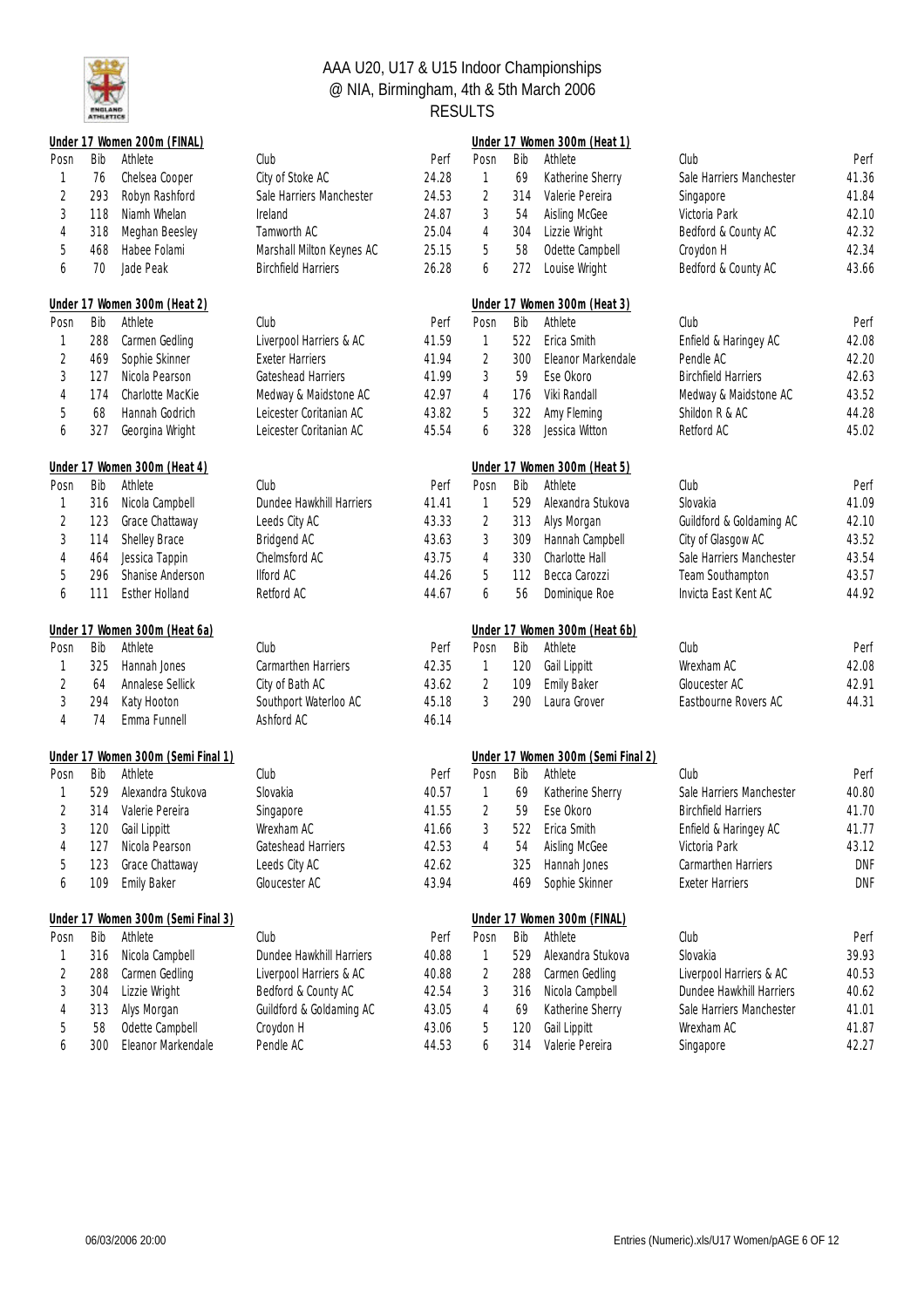# AAA U20, U17 & U15 Indoor Championships
## @ NIA, Birmingham, 4th & 5th March 2006
## RESULTS

### Under 17 Women 200m (FINAL)

| Posn | Bib | Athlete | Club | Perf |
|---|---|---|---|---|
| 1 | 76 | Chelsea Cooper | City of Stoke AC | 24.28 |
| 2 | 293 | Robyn Rashford | Sale Harriers Manchester | 24.53 |
| 3 | 118 | Niamh Whelan | Ireland | 24.87 |
| 4 | 318 | Meghan Beesley | Tamworth AC | 25.04 |
| 5 | 468 | Habee Folami | Marshall Milton Keynes AC | 25.15 |
| 6 | 70 | Jade Peak | Birchfield Harriers | 26.28 |

### Under 17 Women 300m (Heat 1)

| Posn | Bib | Athlete | Club | Perf |
|---|---|---|---|---|
| 1 | 69 | Katherine Sherry | Sale Harriers Manchester | 41.36 |
| 2 | 314 | Valerie Pereira | Singapore | 41.84 |
| 3 | 54 | Aisling McGee | Victoria Park | 42.10 |
| 4 | 304 | Lizzie Wright | Bedford & County AC | 42.32 |
| 5 | 58 | Odette Campbell | Croydon H | 42.34 |
| 6 | 272 | Louise Wright | Bedford & County AC | 43.66 |

### Under 17 Women 300m (Heat 2)

| Posn | Bib | Athlete | Club | Perf |
|---|---|---|---|---|
| 1 | 288 | Carmen Gedling | Liverpool Harriers & AC | 41.59 |
| 2 | 469 | Sophie Skinner | Exeter Harriers | 41.94 |
| 3 | 127 | Nicola Pearson | Gateshead Harriers | 41.99 |
| 4 | 174 | Charlotte MacKie | Medway & Maidstone AC | 42.97 |
| 5 | 68 | Hannah Godrich | Leicester Coritanian AC | 43.82 |
| 6 | 327 | Georgina Wright | Leicester Coritanian AC | 45.54 |

### Under 17 Women 300m (Heat 3)

| Posn | Bib | Athlete | Club | Perf |
|---|---|---|---|---|
| 1 | 522 | Erica Smith | Enfield & Haringey AC | 42.08 |
| 2 | 300 | Eleanor Markendale | Pendle AC | 42.20 |
| 3 | 59 | Ese Okoro | Birchfield Harriers | 42.63 |
| 4 | 176 | Viki Randall | Medway & Maidstone AC | 43.52 |
| 5 | 322 | Amy Fleming | Shildon R & AC | 44.28 |
| 6 | 328 | Jessica Witton | Retford AC | 45.02 |

### Under 17 Women 300m (Heat 4)

| Posn | Bib | Athlete | Club | Perf |
|---|---|---|---|---|
| 1 | 316 | Nicola Campbell | Dundee Hawkhill Harriers | 41.41 |
| 2 | 123 | Grace Chattaway | Leeds City AC | 43.33 |
| 3 | 114 | Shelley Brace | Bridgend AC | 43.63 |
| 4 | 464 | Jessica Tappin | Chelmsford AC | 43.75 |
| 5 | 296 | Shanise Anderson | Ilford AC | 44.26 |
| 6 | 111 | Esther Holland | Retford AC | 44.67 |

### Under 17 Women 300m (Heat 5)

| Posn | Bib | Athlete | Club | Perf |
|---|---|---|---|---|
| 1 | 529 | Alexandra Stukova | Slovakia | 41.09 |
| 2 | 313 | Alys Morgan | Guildford & Godalming AC | 42.10 |
| 3 | 309 | Hannah Campbell | City of Glasgow AC | 43.52 |
| 4 | 330 | Charlotte Hall | Sale Harriers Manchester | 43.54 |
| 5 | 112 | Becca Carozzi | Team Southampton | 43.57 |
| 6 | 56 | Dominique Roe | Invicta East Kent AC | 44.92 |

### Under 17 Women 300m (Heat 6a)

| Posn | Bib | Athlete | Club | Perf |
|---|---|---|---|---|
| 1 | 325 | Hannah Jones | Carmarthen Harriers | 42.35 |
| 2 | 64 | Annalese Sellick | City of Bath AC | 43.62 |
| 3 | 294 | Katy Hooton | Southport Waterloo AC | 45.18 |
| 4 | 74 | Emma Funnell | Ashford AC | 46.14 |

### Under 17 Women 300m (Heat 6b)

| Posn | Bib | Athlete | Club | Perf |
|---|---|---|---|---|
| 1 | 120 | Gail Lippitt | Wrexham AC | 42.08 |
| 2 | 109 | Emily Baker | Gloucester AC | 42.91 |
| 3 | 290 | Laura Grover | Eastbourne Rovers AC | 44.31 |

### Under 17 Women 300m (Semi Final 1)

| Posn | Bib | Athlete | Club | Perf |
|---|---|---|---|---|
| 1 | 529 | Alexandra Stukova | Slovakia | 40.57 |
| 2 | 314 | Valerie Pereira | Singapore | 41.55 |
| 3 | 120 | Gail Lippitt | Wrexham AC | 41.66 |
| 4 | 127 | Nicola Pearson | Gateshead Harriers | 42.53 |
| 5 | 123 | Grace Chattaway | Leeds City AC | 42.62 |
| 6 | 109 | Emily Baker | Gloucester AC | 43.94 |

### Under 17 Women 300m (Semi Final 2)

| Posn | Bib | Athlete | Club | Perf |
|---|---|---|---|---|
| 1 | 69 | Katherine Sherry | Sale Harriers Manchester | 40.80 |
| 2 | 59 | Ese Okoro | Birchfield Harriers | 41.70 |
| 3 | 522 | Erica Smith | Enfield & Haringey AC | 41.77 |
| 4 | 54 | Aisling McGee | Victoria Park | 43.12 |
| | 325 | Hannah Jones | Carmarthen Harriers | DNF |
| | 469 | Sophie Skinner | Exeter Harriers | DNF |

### Under 17 Women 300m (Semi Final 3)

| Posn | Bib | Athlete | Club | Perf |
|---|---|---|---|---|
| 1 | 316 | Nicola Campbell | Dundee Hawkhill Harriers | 40.88 |
| 2 | 288 | Carmen Gedling | Liverpool Harriers & AC | 40.88 |
| 3 | 304 | Lizzie Wright | Bedford & County AC | 42.54 |
| 4 | 313 | Alys Morgan | Guildford & Godalming AC | 43.05 |
| 5 | 58 | Odette Campbell | Croydon H | 43.06 |
| 6 | 300 | Eleanor Markendale | Pendle AC | 44.53 |

### Under 17 Women 300m (FINAL)

| Posn | Bib | Athlete | Club | Perf |
|---|---|---|---|---|
| 1 | 529 | Alexandra Stukova | Slovakia | 39.93 |
| 2 | 288 | Carmen Gedling | Liverpool Harriers & AC | 40.53 |
| 3 | 316 | Nicola Campbell | Dundee Hawkhill Harriers | 40.62 |
| 4 | 69 | Katherine Sherry | Sale Harriers Manchester | 41.01 |
| 5 | 120 | Gail Lippitt | Wrexham AC | 41.87 |
| 6 | 314 | Valerie Pereira | Singapore | 42.27 |

06/03/2006 20:00

Entries (Numeric).xls/U17 Women/pAGE 6 OF 12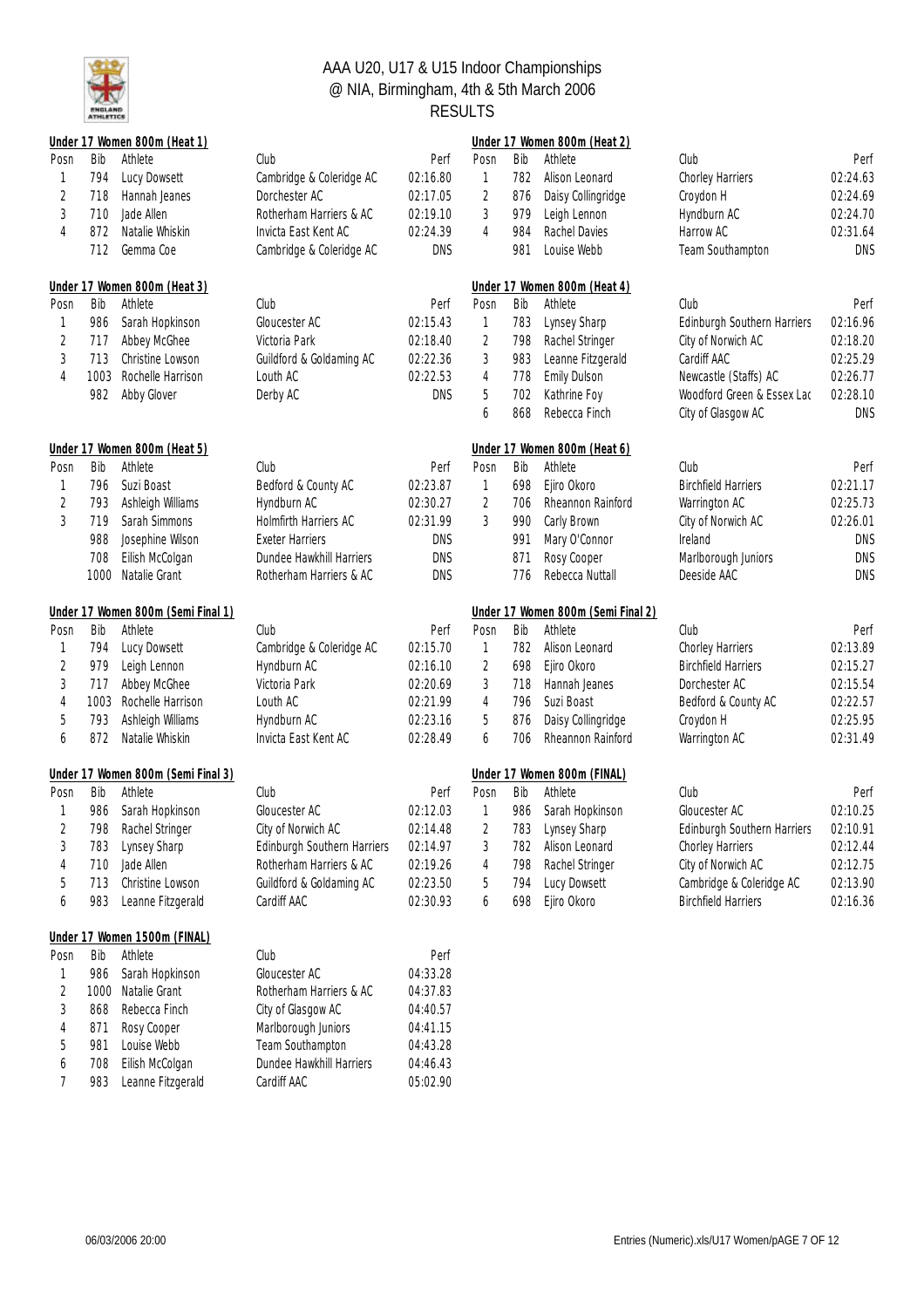# AAA U20, U17 & U15 Indoor Championships
## @ NIA, Birmingham, 4th & 5th March 2006
## RESULTS

### Under 17 Women 800m (Heat 1)

| Posn | Bib | Athlete | Club | Perf |
|---|---|---|---|---|
| 1 | 794 | Lucy Dowsett | Cambridge & Coleridge AC | 02:16.80 |
| 2 | 718 | Hannah Jeanes | Dorchester AC | 02:17.05 |
| 3 | 710 | Jade Allen | Rotherham Harriers & AC | 02:19.10 |
| 4 | 872 | Natalie Whiskin | Invicta East Kent AC | 02:24.39 |
| | 712 | Gemma Coe | Cambridge & Coleridge AC | DNS |

### Under 17 Women 800m (Heat 2)

| Posn | Bib | Athlete | Club | Perf |
|---|---|---|---|---|
| 1 | 782 | Alison Leonard | Chorley Harriers | 02:24.63 |
| 2 | 876 | Daisy Collingridge | Croydon H | 02:24.69 |
| 3 | 979 | Leigh Lennon | Hyndburn AC | 02:24.70 |
| 4 | 984 | Rachel Davies | Harrow AC | 02:31.64 |
| | 981 | Louise Webb | Team Southampton | DNS |

### Under 17 Women 800m (Heat 3)

| Posn | Bib | Athlete | Club | Perf |
|---|---|---|---|---|
| 1 | 986 | Sarah Hopkinson | Gloucester AC | 02:15.43 |
| 2 | 717 | Abbey McGhee | Victoria Park | 02:18.40 |
| 3 | 713 | Christine Lowson | Guildford & Godalming AC | 02:22.36 |
| 4 | 1003 | Rochelle Harrison | Louth AC | 02:22.53 |
| | 982 | Abby Glover | Derby AC | DNS |

### Under 17 Women 800m (Heat 4)

| Posn | Bib | Athlete | Club | Perf |
|---|---|---|---|---|
| 1 | 783 | Lynsey Sharp | Edinburgh Southern Harriers | 02:16.96 |
| 2 | 798 | Rachel Stringer | City of Norwich AC | 02:18.20 |
| 3 | 983 | Leanne Fitzgerald | Cardiff AAC | 02:25.29 |
| 4 | 778 | Emily Dulson | Newcastle (Staffs) AC | 02:26.77 |
| 5 | 702 | Kathrine Foy | Woodford Green & Essex Lad | 02:28.10 |
| 6 | 868 | Rebecca Finch | City of Glasgow AC | DNS |

### Under 17 Women 800m (Heat 5)

| Posn | Bib | Athlete | Club | Perf |
|---|---|---|---|---|
| 1 | 796 | Suzi Boast | Bedford & County AC | 02:23.87 |
| 2 | 793 | Ashleigh Williams | Hyndburn AC | 02:30.27 |
| 3 | 719 | Sarah Simmons | Holmfirth Harriers AC | 02:31.99 |
| | 988 | Josephine Wilson | Exeter Harriers | DNS |
| | 708 | Eilish McColgan | Dundee Hawkhill Harriers | DNS |
| | 1000 | Natalie Grant | Rotherham Harriers & AC | DNS |

### Under 17 Women 800m (Heat 6)

| Posn | Bib | Athlete | Club | Perf |
|---|---|---|---|---|
| 1 | 698 | Ejiro Okoro | Birchfield Harriers | 02:21.17 |
| 2 | 706 | Rheannon Rainford | Warrington AC | 02:25.73 |
| 3 | 990 | Carly Brown | City of Norwich AC | 02:26.01 |
| | 991 | Mary O'Connor | Ireland | DNS |
| | 871 | Rosy Cooper | Marlborough Juniors | DNS |
| | 776 | Rebecca Nuttall | Deeside AAC | DNS |

### Under 17 Women 800m (Semi Final 1)

| Posn | Bib | Athlete | Club | Perf |
|---|---|---|---|---|
| 1 | 794 | Lucy Dowsett | Cambridge & Coleridge AC | 02:15.70 |
| 2 | 979 | Leigh Lennon | Hyndburn AC | 02:16.10 |
| 3 | 717 | Abbey McGhee | Victoria Park | 02:20.69 |
| 4 | 1003 | Rochelle Harrison | Louth AC | 02:21.99 |
| 5 | 793 | Ashleigh Williams | Hyndburn AC | 02:23.16 |
| 6 | 872 | Natalie Whiskin | Invicta East Kent AC | 02:28.49 |

### Under 17 Women 800m (Semi Final 2)

| Posn | Bib | Athlete | Club | Perf |
|---|---|---|---|---|
| 1 | 782 | Alison Leonard | Chorley Harriers | 02:13.89 |
| 2 | 698 | Ejiro Okoro | Birchfield Harriers | 02:15.27 |
| 3 | 718 | Hannah Jeanes | Dorchester AC | 02:15.54 |
| 4 | 796 | Suzi Boast | Bedford & County AC | 02:22.57 |
| 5 | 876 | Daisy Collingridge | Croydon H | 02:25.95 |
| 6 | 706 | Rheannon Rainford | Warrington AC | 02:31.49 |

### Under 17 Women 800m (Semi Final 3)

| Posn | Bib | Athlete | Club | Perf |
|---|---|---|---|---|
| 1 | 986 | Sarah Hopkinson | Gloucester AC | 02:12.03 |
| 2 | 798 | Rachel Stringer | City of Norwich AC | 02:14.48 |
| 3 | 783 | Lynsey Sharp | Edinburgh Southern Harriers | 02:14.97 |
| 4 | 710 | Jade Allen | Rotherham Harriers & AC | 02:19.26 |
| 5 | 713 | Christine Lowson | Guildford & Godalming AC | 02:23.50 |
| 6 | 983 | Leanne Fitzgerald | Cardiff AAC | 02:30.93 |

### Under 17 Women 800m (FINAL)

| Posn | Bib | Athlete | Club | Perf |
|---|---|---|---|---|
| 1 | 986 | Sarah Hopkinson | Gloucester AC | 02:10.25 |
| 2 | 783 | Lynsey Sharp | Edinburgh Southern Harriers | 02:10.91 |
| 3 | 782 | Alison Leonard | Chorley Harriers | 02:12.44 |
| 4 | 798 | Rachel Stringer | City of Norwich AC | 02:12.75 |
| 5 | 794 | Lucy Dowsett | Cambridge & Coleridge AC | 02:13.90 |
| 6 | 698 | Ejiro Okoro | Birchfield Harriers | 02:16.36 |

### Under 17 Women 1500m (FINAL)

| Posn | Bib | Athlete | Club | Perf |
|---|---|---|---|---|
| 1 | 986 | Sarah Hopkinson | Gloucester AC | 04:33.28 |
| 2 | 1000 | Natalie Grant | Rotherham Harriers & AC | 04:37.83 |
| 3 | 868 | Rebecca Finch | City of Glasgow AC | 04:40.57 |
| 4 | 871 | Rosy Cooper | Marlborough Juniors | 04:41.15 |
| 5 | 981 | Louise Webb | Team Southampton | 04:43.28 |
| 6 | 708 | Eilish McColgan | Dundee Hawkhill Harriers | 04:46.43 |
| 7 | 983 | Leanne Fitzgerald | Cardiff AAC | 05:02.90 |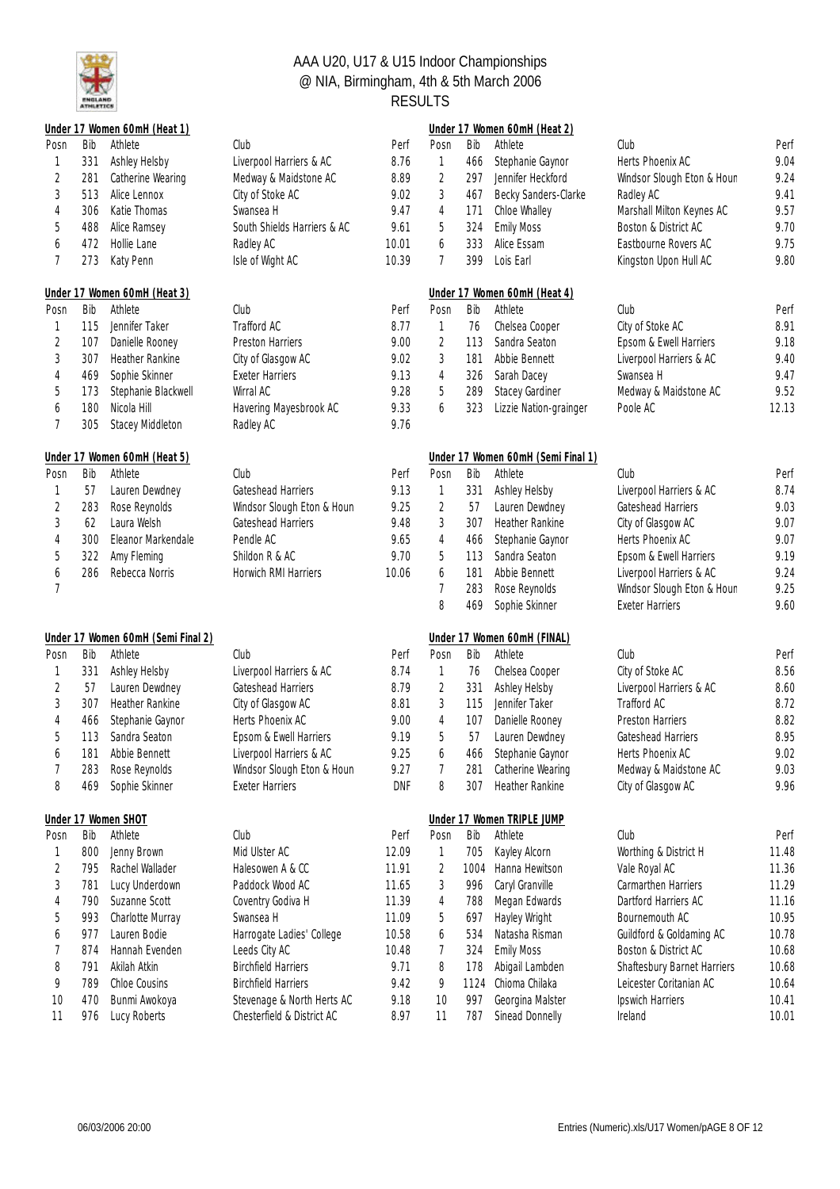# AAA U20, U17 & U15 Indoor Championships
## @ NIA, Birmingham, 4th & 5th March 2006
## RESULTS

### Under 17 Women 60mH (Heat 1)

| Posn | Bib | Athlete | Club | Perf |
|---|---|---|---|---|
| 1 | 331 | Ashley Helsby | Liverpool Harriers & AC | 8.76 |
| 2 | 281 | Catherine Wearing | Medway & Maidstone AC | 8.89 |
| 3 | 513 | Alice Lennox | City of Stoke AC | 9.02 |
| 4 | 306 | Katie Thomas | Swansea H | 9.47 |
| 5 | 488 | Alice Ramsey | South Shields Harriers & AC | 9.61 |
| 6 | 472 | Hollie Lane | Radley AC | 10.01 |
| 7 | 273 | Katy Penn | Isle of Wight AC | 10.39 |

### Under 17 Women 60mH (Heat 2)

| Posn | Bib | Athlete | Club | Perf |
|---|---|---|---|---|
| 1 | 466 | Stephanie Gaynor | Herts Phoenix AC | 9.04 |
| 2 | 297 | Jennifer Heckford | Windsor Slough Eton & Houn | 9.24 |
| 3 | 467 | Becky Sanders-Clarke | Radley AC | 9.41 |
| 4 | 171 | Chloe Whalley | Marshall Milton Keynes AC | 9.57 |
| 5 | 324 | Emily Moss | Boston & District AC | 9.70 |
| 6 | 333 | Alice Essam | Eastbourne Rovers AC | 9.75 |
| 7 | 399 | Lois Earl | Kingston Upon Hull AC | 9.80 |

### Under 17 Women 60mH (Heat 3)

| Posn | Bib | Athlete | Club | Perf |
|---|---|---|---|---|
| 1 | 115 | Jennifer Taker | Trafford AC | 8.77 |
| 2 | 107 | Danielle Rooney | Preston Harriers | 9.00 |
| 3 | 307 | Heather Rankine | City of Glasgow AC | 9.02 |
| 4 | 469 | Sophie Skinner | Exeter Harriers | 9.13 |
| 5 | 173 | Stephanie Blackwell | Wirral AC | 9.28 |
| 6 | 180 | Nicola Hill | Havering Mayesbrook AC | 9.33 |
| 7 | 305 | Stacey Middleton | Radley AC | 9.76 |

### Under 17 Women 60mH (Heat 4)

| Posn | Bib | Athlete | Club | Perf |
|---|---|---|---|---|
| 1 | 76 | Chelsea Cooper | City of Stoke AC | 8.91 |
| 2 | 113 | Sandra Seaton | Epsom & Ewell Harriers | 9.18 |
| 3 | 181 | Abbie Bennett | Liverpool Harriers & AC | 9.40 |
| 4 | 326 | Sarah Dacey | Swansea H | 9.47 |
| 5 | 289 | Stacey Gardiner | Medway & Maidstone AC | 9.52 |
| 6 | 323 | Lizzie Nation-grainger | Poole AC | 12.13 |

### Under 17 Women 60mH (Heat 5)

| Posn | Bib | Athlete | Club | Perf |
|---|---|---|---|---|
| 1 | 57 | Lauren Dewdney | Gateshead Harriers | 9.13 |
| 2 | 283 | Rose Reynolds | Windsor Slough Eton & Houn | 9.25 |
| 3 | 62 | Laura Welsh | Gateshead Harriers | 9.48 |
| 4 | 300 | Eleanor Markendale | Pendle AC | 9.65 |
| 5 | 322 | Amy Fleming | Shildon R & AC | 9.70 |
| 6 | 286 | Rebecca Norris | Horwich RMI Harriers | 10.06 |
| 7 | | | | |

### Under 17 Women 60mH (Semi Final 1)

| Posn | Bib | Athlete | Club | Perf |
|---|---|---|---|---|
| 1 | 331 | Ashley Helsby | Liverpool Harriers & AC | 8.74 |
| 2 | 57 | Lauren Dewdney | Gateshead Harriers | 9.03 |
| 3 | 307 | Heather Rankine | City of Glasgow AC | 9.07 |
| 4 | 466 | Stephanie Gaynor | Herts Phoenix AC | 9.07 |
| 5 | 113 | Sandra Seaton | Epsom & Ewell Harriers | 9.19 |
| 6 | 181 | Abbie Bennett | Liverpool Harriers & AC | 9.24 |
| 7 | 283 | Rose Reynolds | Windsor Slough Eton & Houn | 9.25 |
| 8 | 469 | Sophie Skinner | Exeter Harriers | 9.60 |

### Under 17 Women 60mH (Semi Final 2)

| Posn | Bib | Athlete | Club | Perf |
|---|---|---|---|---|
| 1 | 331 | Ashley Helsby | Liverpool Harriers & AC | 8.74 |
| 2 | 57 | Lauren Dewdney | Gateshead Harriers | 8.79 |
| 3 | 307 | Heather Rankine | City of Glasgow AC | 8.81 |
| 4 | 466 | Stephanie Gaynor | Herts Phoenix AC | 9.00 |
| 5 | 113 | Sandra Seaton | Epsom & Ewell Harriers | 9.19 |
| 6 | 181 | Abbie Bennett | Liverpool Harriers & AC | 9.25 |
| 7 | 283 | Rose Reynolds | Windsor Slough Eton & Houn | 9.27 |
| 8 | 469 | Sophie Skinner | Exeter Harriers | DNF |

### Under 17 Women 60mH (FINAL)

| Posn | Bib | Athlete | Club | Perf |
|---|---|---|---|---|
| 1 | 76 | Chelsea Cooper | City of Stoke AC | 8.56 |
| 2 | 331 | Ashley Helsby | Liverpool Harriers & AC | 8.60 |
| 3 | 115 | Jennifer Taker | Trafford AC | 8.72 |
| 4 | 107 | Danielle Rooney | Preston Harriers | 8.82 |
| 5 | 57 | Lauren Dewdney | Gateshead Harriers | 8.95 |
| 6 | 466 | Stephanie Gaynor | Herts Phoenix AC | 9.02 |
| 7 | 281 | Catherine Wearing | Medway & Maidstone AC | 9.03 |
| 8 | 307 | Heather Rankine | City of Glasgow AC | 9.96 |

### Under 17 Women SHOT

| Posn | Bib | Athlete | Club | Perf |
|---|---|---|---|---|
| 1 | 800 | Jenny Brown | Mid Ulster AC | 12.09 |
| 2 | 795 | Rachel Wallader | Halesowen A & CC | 11.91 |
| 3 | 781 | Lucy Underdown | Paddock Wood AC | 11.65 |
| 4 | 790 | Suzanne Scott | Coventry Godiva H | 11.39 |
| 5 | 993 | Charlotte Murray | Swansea H | 11.09 |
| 6 | 977 | Lauren Bodie | Harrogate Ladies' College | 10.58 |
| 7 | 874 | Hannah Evenden | Leeds City AC | 10.48 |
| 8 | 791 | Akilah Atkin | Birchfield Harriers | 9.71 |
| 9 | 789 | Chloe Cousins | Birchfield Harriers | 9.42 |
| 10 | 470 | Bunmi Awokoya | Stevenage & North Herts AC | 9.18 |
| 11 | 976 | Lucy Roberts | Chesterfield & District AC | 8.97 |

### Under 17 Women TRIPLE JUMP

| Posn | Bib | Athlete | Club | Perf |
|---|---|---|---|---|
| 1 | 705 | Kayley Alcorn | Worthing & District H | 11.48 |
| 2 | 1004 | Hanna Hewitson | Vale Royal AC | 11.36 |
| 3 | 996 | Caryl Granville | Carmarthen Harriers | 11.29 |
| 4 | 788 | Megan Edwards | Dartford Harriers AC | 11.16 |
| 5 | 697 | Hayley Wright | Bournemouth AC | 10.95 |
| 6 | 534 | Natasha Risman | Guildford & Goldaming AC | 10.78 |
| 7 | 324 | Emily Moss | Boston & District AC | 10.68 |
| 8 | 178 | Abigail Lambden | Shaftesbury Barnet Harriers | 10.68 |
| 9 | 1124 | Chioma Chilaka | Leicester Coritanian AC | 10.64 |
| 10 | 997 | Georgina Malster | Ipswich Harriers | 10.41 |
| 11 | 787 | Sinead Donnelly | Ireland | 10.01 |

06/03/2006 20:00 — Entries (Numeric).xls/U17 Women/pAGE 8 OF 12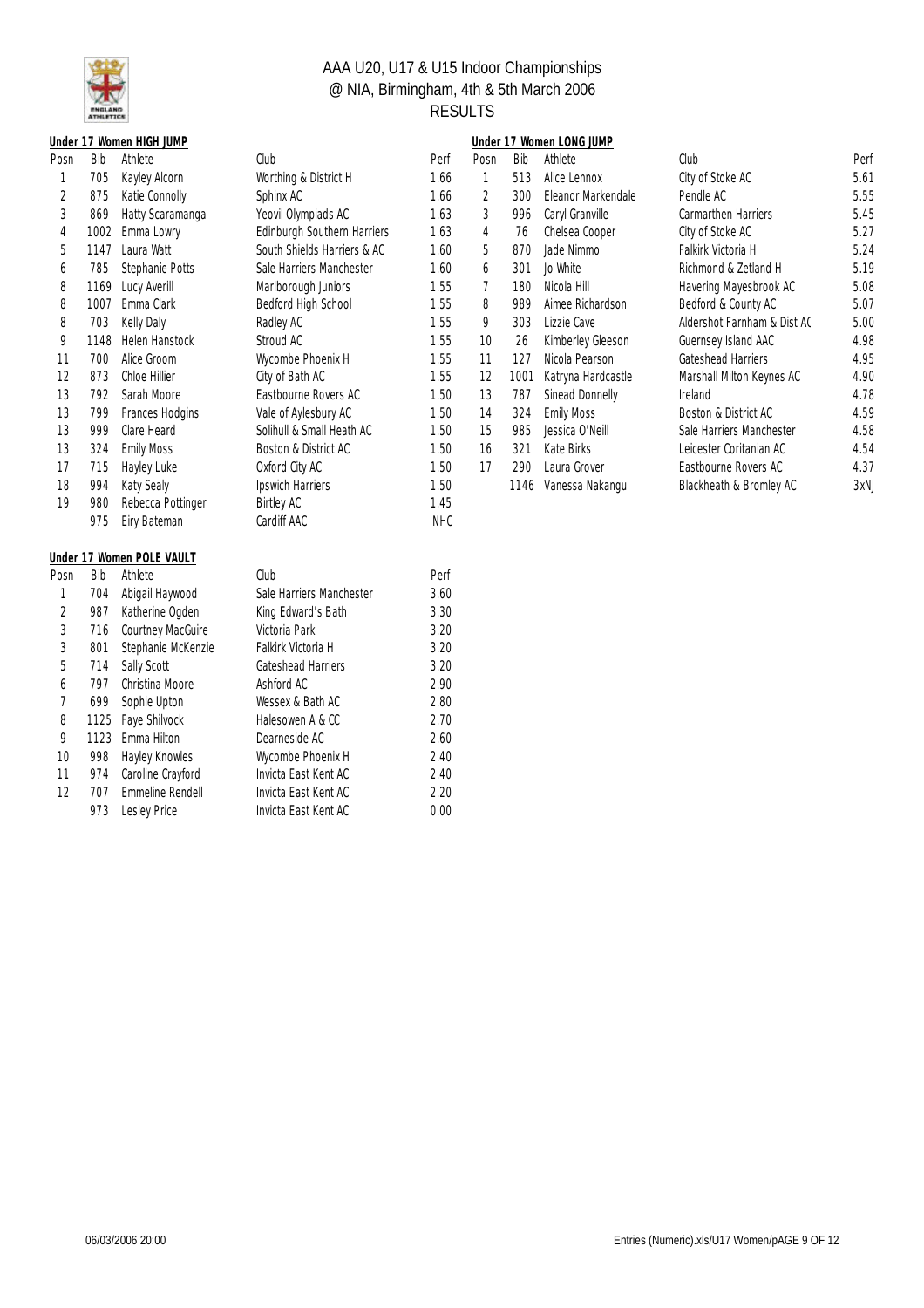# AAA U20, U17 & U15 Indoor Championships
## @ NIA, Birmingham, 4th & 5th March 2006
## RESULTS

**Under 17 Women HIGH JUMP**

| Posn | Bib | Athlete | Club | Perf |
|---|---|---|---|---|
| 1 | 705 | Kayley Alcorn | Worthing & District H | 1.66 |
| 2 | 875 | Katie Connolly | Sphinx AC | 1.66 |
| 3 | 869 | Hatty Scaramanga | Yeovil Olympiads AC | 1.63 |
| 4 | 1002 | Emma Lowry | Edinburgh Southern Harriers | 1.63 |
| 5 | 1147 | Laura Watt | South Shields Harriers & AC | 1.60 |
| 6 | 785 | Stephanie Potts | Sale Harriers Manchester | 1.60 |
| 8 | 1169 | Lucy Averill | Marlborough Juniors | 1.55 |
| 8 | 1007 | Emma Clark | Bedford High School | 1.55 |
| 8 | 703 | Kelly Daly | Radley AC | 1.55 |
| 9 | 1148 | Helen Hanstock | Stroud AC | 1.55 |
| 11 | 700 | Alice Groom | Wycombe Phoenix H | 1.55 |
| 12 | 873 | Chloe Hillier | City of Bath AC | 1.55 |
| 13 | 792 | Sarah Moore | Eastbourne Rovers AC | 1.50 |
| 13 | 799 | Frances Hodgins | Vale of Aylesbury AC | 1.50 |
| 13 | 999 | Clare Heard | Solihull & Small Heath AC | 1.50 |
| 13 | 324 | Emily Moss | Boston & District AC | 1.50 |
| 17 | 715 | Hayley Luke | Oxford City AC | 1.50 |
| 18 | 994 | Katy Sealy | Ipswich Harriers | 1.50 |
| 19 | 980 | Rebecca Pottinger | Birtley AC | 1.45 |
| | 975 | Eiry Bateman | Cardiff AAC | NHC |

**Under 17 Women POLE VAULT**

| Posn | Bib | Athlete | Club | Perf |
|---|---|---|---|---|
| 1 | 704 | Abigail Haywood | Sale Harriers Manchester | 3.60 |
| 2 | 987 | Katherine Ogden | King Edward's Bath | 3.30 |
| 3 | 716 | Courtney MacGuire | Victoria Park | 3.20 |
| 3 | 801 | Stephanie McKenzie | Falkirk Victoria H | 3.20 |
| 5 | 714 | Sally Scott | Gateshead Harriers | 3.20 |
| 6 | 797 | Christina Moore | Ashford AC | 2.90 |
| 7 | 699 | Sophie Upton | Wessex & Bath AC | 2.80 |
| 8 | 1125 | Faye Shilvock | Halesowen A & CC | 2.70 |
| 9 | 1123 | Emma Hilton | Dearneside AC | 2.60 |
| 10 | 998 | Hayley Knowles | Wycombe Phoenix H | 2.40 |
| 11 | 974 | Caroline Crayford | Invicta East Kent AC | 2.40 |
| 12 | 707 | Emmeline Rendell | Invicta East Kent AC | 2.20 |
| | 973 | Lesley Price | Invicta East Kent AC | 0.00 |

**Under 17 Women LONG JUMP**

| Posn | Bib | Athlete | Club | Perf |
|---|---|---|---|---|
| 1 | 513 | Alice Lennox | City of Stoke AC | 5.61 |
| 2 | 300 | Eleanor Markendale | Pendle AC | 5.55 |
| 3 | 996 | Caryl Granville | Carmarthen Harriers | 5.45 |
| 4 | 76 | Chelsea Cooper | City of Stoke AC | 5.27 |
| 5 | 870 | Jade Nimmo | Falkirk Victoria H | 5.24 |
| 6 | 301 | Jo White | Richmond & Zetland H | 5.19 |
| 7 | 180 | Nicola Hill | Havering Mayesbrook AC | 5.08 |
| 8 | 989 | Aimee Richardson | Bedford & County AC | 5.07 |
| 9 | 303 | Lizzie Cave | Aldershot Farnham & Dist AC | 5.00 |
| 10 | 26 | Kimberley Gleeson | Guernsey Island AAC | 4.98 |
| 11 | 127 | Nicola Pearson | Gateshead Harriers | 4.95 |
| 12 | 1001 | Katryna Hardcastle | Marshall Milton Keynes AC | 4.90 |
| 13 | 787 | Sinead Donnelly | Ireland | 4.78 |
| 14 | 324 | Emily Moss | Boston & District AC | 4.59 |
| 15 | 985 | Jessica O'Neill | Sale Harriers Manchester | 4.58 |
| 16 | 321 | Kate Birks | Leicester Coritanian AC | 4.54 |
| 17 | 290 | Laura Grover | Eastbourne Rovers AC | 4.37 |
| | 1146 | Vanessa Nakangu | Blackheath & Bromley AC | 3xNJ |

06/03/2006 20:00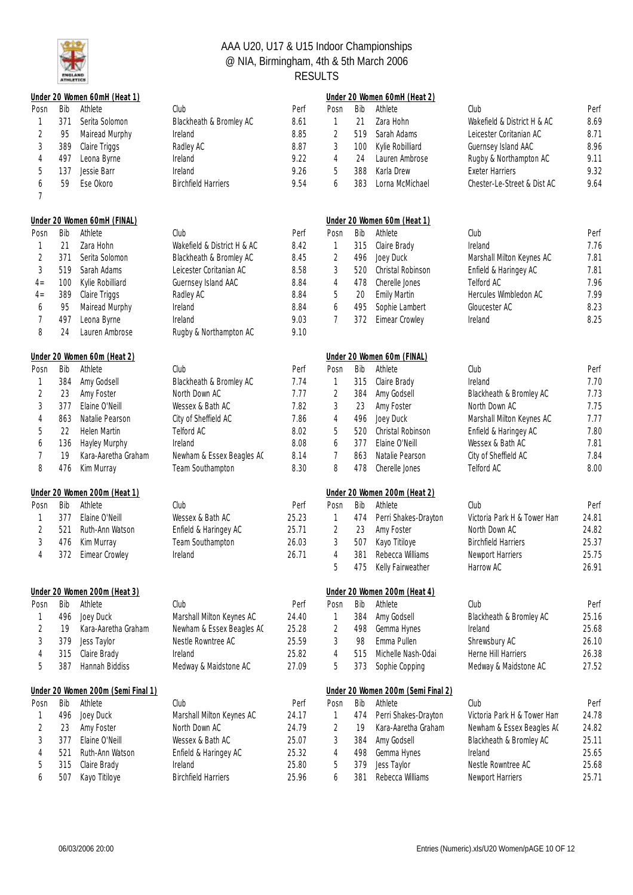# AAA U20, U17 & U15 Indoor Championships
## @ NIA, Birmingham, 4th & 5th March 2006
## RESULTS

### Under 20 Women 60mH (Heat 1)

| Posn | Bib | Athlete | Club | Perf |
|---|---|---|---|---|
| 1 | 371 | Serita Solomon | Blackheath & Bromley AC | 8.61 |
| 2 | 95 | Mairead Murphy | Ireland | 8.85 |
| 3 | 389 | Claire Triggs | Radley AC | 8.87 |
| 4 | 497 | Leona Byrne | Ireland | 9.22 |
| 5 | 137 | Jessie Barr | Ireland | 9.26 |
| 6 | 59 | Ese Okoro | Birchfield Harriers | 9.54 |
| 7 | | | | |

### Under 20 Women 60mH (Heat 2)

| Posn | Bib | Athlete | Club | Perf |
|---|---|---|---|---|
| 1 | 21 | Zara Hohn | Wakefield & District H & AC | 8.69 |
| 2 | 519 | Sarah Adams | Leicester Coritanian AC | 8.71 |
| 3 | 100 | Kylie Robilliard | Guernsey Island AAC | 8.96 |
| 4 | 24 | Lauren Ambrose | Rugby & Northampton AC | 9.11 |
| 5 | 388 | Karla Drew | Exeter Harriers | 9.32 |
| 6 | 383 | Lorna McMichael | Chester-Le-Street & Dist AC | 9.64 |

### Under 20 Women 60mH (FINAL)

| Posn | Bib | Athlete | Club | Perf |
|---|---|---|---|---|
| 1 | 21 | Zara Hohn | Wakefield & District H & AC | 8.42 |
| 2 | 371 | Serita Solomon | Blackheath & Bromley AC | 8.45 |
| 3 | 519 | Sarah Adams | Leicester Coritanian AC | 8.58 |
| 4= | 100 | Kylie Robilliard | Guernsey Island AAC | 8.84 |
| 4= | 389 | Claire Triggs | Radley AC | 8.84 |
| 6 | 95 | Mairead Murphy | Ireland | 8.84 |
| 7 | 497 | Leona Byrne | Ireland | 9.03 |
| 8 | 24 | Lauren Ambrose | Rugby & Northampton AC | 9.10 |

### Under 20 Women 60m (Heat 1)

| Posn | Bib | Athlete | Club | Perf |
|---|---|---|---|---|
| 1 | 315 | Claire Brady | Ireland | 7.76 |
| 2 | 496 | Joey Duck | Marshall Milton Keynes AC | 7.81 |
| 3 | 520 | Christal Robinson | Enfield & Haringey AC | 7.81 |
| 4 | 478 | Cherelle Jones | Telford AC | 7.96 |
| 5 | 20 | Emily Martin | Hercules Wimbledon AC | 7.99 |
| 6 | 495 | Sophie Lambert | Gloucester AC | 8.23 |
| 7 | 372 | Eimear Crowley | Ireland | 8.25 |

### Under 20 Women 60m (Heat 2)

| Posn | Bib | Athlete | Club | Perf |
|---|---|---|---|---|
| 1 | 384 | Amy Godsell | Blackheath & Bromley AC | 7.74 |
| 2 | 23 | Amy Foster | North Down AC | 7.77 |
| 3 | 377 | Elaine O'Neill | Wessex & Bath AC | 7.82 |
| 4 | 863 | Natalie Pearson | City of Sheffield AC | 7.86 |
| 5 | 22 | Helen Martin | Telford AC | 8.02 |
| 6 | 136 | Hayley Murphy | Ireland | 8.08 |
| 7 | 19 | Kara-Aaretha Graham | Newham & Essex Beagles AC | 8.14 |
| 8 | 476 | Kim Murray | Team Southampton | 8.30 |

### Under 20 Women 60m (FINAL)

| Posn | Bib | Athlete | Club | Perf |
|---|---|---|---|---|
| 1 | 315 | Claire Brady | Ireland | 7.70 |
| 2 | 384 | Amy Godsell | Blackheath & Bromley AC | 7.73 |
| 3 | 23 | Amy Foster | North Down AC | 7.75 |
| 4 | 496 | Joey Duck | Marshall Milton Keynes AC | 7.77 |
| 5 | 520 | Christal Robinson | Enfield & Haringey AC | 7.80 |
| 6 | 377 | Elaine O'Neill | Wessex & Bath AC | 7.81 |
| 7 | 863 | Natalie Pearson | City of Sheffield AC | 7.84 |
| 8 | 478 | Cherelle Jones | Telford AC | 8.00 |

### Under 20 Women 200m (Heat 1)

| Posn | Bib | Athlete | Club | Perf |
|---|---|---|---|---|
| 1 | 377 | Elaine O'Neill | Wessex & Bath AC | 25.23 |
| 2 | 521 | Ruth-Ann Watson | Enfield & Haringey AC | 25.71 |
| 3 | 476 | Kim Murray | Team Southampton | 26.03 |
| 4 | 372 | Eimear Crowley | Ireland | 26.71 |

### Under 20 Women 200m (Heat 2)

| Posn | Bib | Athlete | Club | Perf |
|---|---|---|---|---|
| 1 | 474 | Perri Shakes-Drayton | Victoria Park H & Tower Ham | 24.81 |
| 2 | 23 | Amy Foster | North Down AC | 24.82 |
| 3 | 507 | Kayo Titiloye | Birchfield Harriers | 25.37 |
| 4 | 381 | Rebecca Williams | Newport Harriers | 25.75 |
| 5 | 475 | Kelly Fairweather | Harrow AC | 26.91 |

### Under 20 Women 200m (Heat 3)

| Posn | Bib | Athlete | Club | Perf |
|---|---|---|---|---|
| 1 | 496 | Joey Duck | Marshall Milton Keynes AC | 24.40 |
| 2 | 19 | Kara-Aaretha Graham | Newham & Essex Beagles AC | 25.28 |
| 3 | 379 | Jess Taylor | Nestle Rowntree AC | 25.59 |
| 4 | 315 | Claire Brady | Ireland | 25.82 |
| 5 | 387 | Hannah Biddiss | Medway & Maidstone AC | 27.09 |

### Under 20 Women 200m (Heat 4)

| Posn | Bib | Athlete | Club | Perf |
|---|---|---|---|---|
| 1 | 384 | Amy Godsell | Blackheath & Bromley AC | 25.16 |
| 2 | 498 | Gemma Hynes | Ireland | 25.68 |
| 3 | 98 | Emma Pullen | Shrewsbury AC | 26.10 |
| 4 | 515 | Michelle Nash-Odai | Herne Hill Harriers | 26.38 |
| 5 | 373 | Sophie Copping | Medway & Maidstone AC | 27.52 |

### Under 20 Women 200m (Semi Final 1)

| Posn | Bib | Athlete | Club | Perf |
|---|---|---|---|---|
| 1 | 496 | Joey Duck | Marshall Milton Keynes AC | 24.17 |
| 2 | 23 | Amy Foster | North Down AC | 24.79 |
| 3 | 377 | Elaine O'Neill | Wessex & Bath AC | 25.07 |
| 4 | 521 | Ruth-Ann Watson | Enfield & Haringey AC | 25.32 |
| 5 | 315 | Claire Brady | Ireland | 25.80 |
| 6 | 507 | Kayo Titiloye | Birchfield Harriers | 25.96 |

### Under 20 Women 200m (Semi Final 2)

| Posn | Bib | Athlete | Club | Perf |
|---|---|---|---|---|
| 1 | 474 | Perri Shakes-Drayton | Victoria Park H & Tower Ham | 24.78 |
| 2 | 19 | Kara-Aaretha Graham | Newham & Essex Beagles AC | 24.82 |
| 3 | 384 | Amy Godsell | Blackheath & Bromley AC | 25.11 |
| 4 | 498 | Gemma Hynes | Ireland | 25.65 |
| 5 | 379 | Jess Taylor | Nestle Rowntree AC | 25.68 |
| 6 | 381 | Rebecca Williams | Newport Harriers | 25.71 |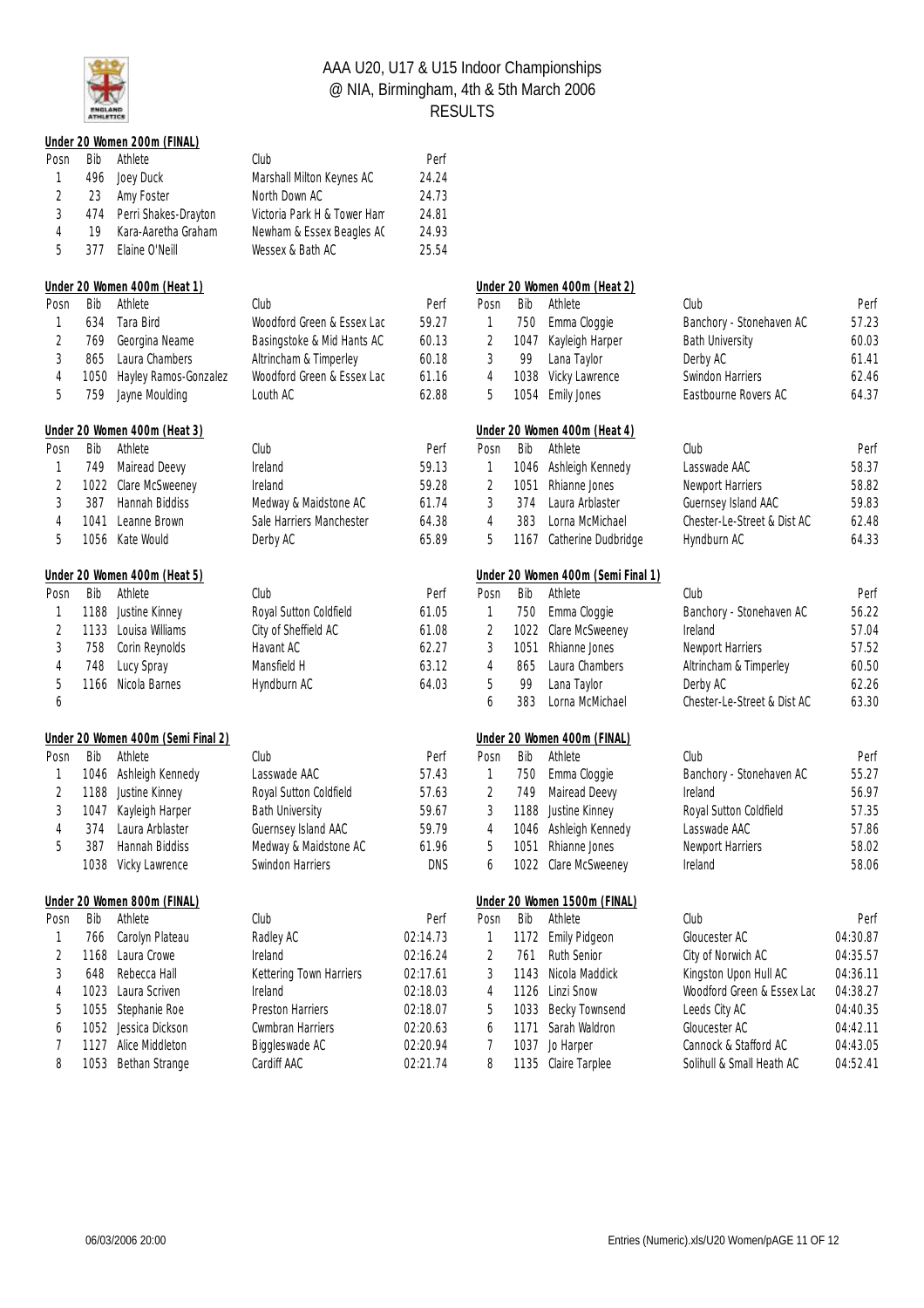# AAA U20, U17 & U15 Indoor Championships
## @ NIA, Birmingham, 4th & 5th March 2006
## RESULTS

### Under 20 Women 200m (FINAL)

| Posn | Bib | Athlete | Club | Perf |
|---|---|---|---|---|
| 1 | 496 | Joey Duck | Marshall Milton Keynes AC | 24.24 |
| 2 | 23 | Amy Foster | North Down AC | 24.73 |
| 3 | 474 | Perri Shakes-Drayton | Victoria Park H & Tower Ham | 24.81 |
| 4 | 19 | Kara-Aaretha Graham | Newham & Essex Beagles AC | 24.93 |
| 5 | 377 | Elaine O'Neill | Wessex & Bath AC | 25.54 |

### Under 20 Women 400m (Heat 1)

| Posn | Bib | Athlete | Club | Perf |
|---|---|---|---|---|
| 1 | 634 | Tara Bird | Woodford Green & Essex Lad | 59.27 |
| 2 | 769 | Georgina Neame | Basingstoke & Mid Hants AC | 60.13 |
| 3 | 865 | Laura Chambers | Altrincham & Timperley | 60.18 |
| 4 | 1050 | Hayley Ramos-Gonzalez | Woodford Green & Essex Lad | 61.16 |
| 5 | 759 | Jayne Moulding | Louth AC | 62.88 |

### Under 20 Women 400m (Heat 2)

| Posn | Bib | Athlete | Club | Perf |
|---|---|---|---|---|
| 1 | 750 | Emma Cloggie | Banchory - Stonehaven AC | 57.23 |
| 2 | 1047 | Kayleigh Harper | Bath University | 60.03 |
| 3 | 99 | Lana Taylor | Derby AC | 61.41 |
| 4 | 1038 | Vicky Lawrence | Swindon Harriers | 62.46 |
| 5 | 1054 | Emily Jones | Eastbourne Rovers AC | 64.37 |

### Under 20 Women 400m (Heat 3)

| Posn | Bib | Athlete | Club | Perf |
|---|---|---|---|---|
| 1 | 749 | Mairead Deevy | Ireland | 59.13 |
| 2 | 1022 | Clare McSweeney | Ireland | 59.28 |
| 3 | 387 | Hannah Biddiss | Medway & Maidstone AC | 61.74 |
| 4 | 1041 | Leanne Brown | Sale Harriers Manchester | 64.38 |
| 5 | 1056 | Kate Would | Derby AC | 65.89 |

### Under 20 Women 400m (Heat 4)

| Posn | Bib | Athlete | Club | Perf |
|---|---|---|---|---|
| 1 | 1046 | Ashleigh Kennedy | Lasswade AAC | 58.37 |
| 2 | 1051 | Rhianne Jones | Newport Harriers | 58.82 |
| 3 | 374 | Laura Arblaster | Guernsey Island AAC | 59.83 |
| 4 | 383 | Lorna McMichael | Chester-Le-Street & Dist AC | 62.48 |
| 5 | 1167 | Catherine Dudbridge | Hyndburn AC | 64.33 |

### Under 20 Women 400m (Heat 5)

| Posn | Bib | Athlete | Club | Perf |
|---|---|---|---|---|
| 1 | 1188 | Justine Kinney | Royal Sutton Coldfield | 61.05 |
| 2 | 1133 | Louisa Williams | City of Sheffield AC | 61.08 |
| 3 | 758 | Corin Reynolds | Havant AC | 62.27 |
| 4 | 748 | Lucy Spray | Mansfield H | 63.12 |
| 5 | 1166 | Nicola Barnes | Hyndburn AC | 64.03 |
| 6 | | | | |

### Under 20 Women 400m (Semi Final 1)

| Posn | Bib | Athlete | Club | Perf |
|---|---|---|---|---|
| 1 | 750 | Emma Cloggie | Banchory - Stonehaven AC | 56.22 |
| 2 | 1022 | Clare McSweeney | Ireland | 57.04 |
| 3 | 1051 | Rhianne Jones | Newport Harriers | 57.52 |
| 4 | 865 | Laura Chambers | Altrincham & Timperley | 60.50 |
| 5 | 99 | Lana Taylor | Derby AC | 62.26 |
| 6 | 383 | Lorna McMichael | Chester-Le-Street & Dist AC | 63.30 |

### Under 20 Women 400m (Semi Final 2)

| Posn | Bib | Athlete | Club | Perf |
|---|---|---|---|---|
| 1 | 1046 | Ashleigh Kennedy | Lasswade AAC | 57.43 |
| 2 | 1188 | Justine Kinney | Royal Sutton Coldfield | 57.63 |
| 3 | 1047 | Kayleigh Harper | Bath University | 59.67 |
| 4 | 374 | Laura Arblaster | Guernsey Island AAC | 59.79 |
| 5 | 387 | Hannah Biddiss | Medway & Maidstone AC | 61.96 |
| | 1038 | Vicky Lawrence | Swindon Harriers | DNS |

### Under 20 Women 400m (FINAL)

| Posn | Bib | Athlete | Club | Perf |
|---|---|---|---|---|
| 1 | 750 | Emma Cloggie | Banchory - Stonehaven AC | 55.27 |
| 2 | 749 | Mairead Deevy | Ireland | 56.97 |
| 3 | 1188 | Justine Kinney | Royal Sutton Coldfield | 57.35 |
| 4 | 1046 | Ashleigh Kennedy | Lasswade AAC | 57.86 |
| 5 | 1051 | Rhianne Jones | Newport Harriers | 58.02 |
| 6 | 1022 | Clare McSweeney | Ireland | 58.06 |

### Under 20 Women 800m (FINAL)

| Posn | Bib | Athlete | Club | Perf |
|---|---|---|---|---|
| 1 | 766 | Carolyn Plateau | Radley AC | 02:14.73 |
| 2 | 1168 | Laura Crowe | Ireland | 02:16.24 |
| 3 | 648 | Rebecca Hall | Kettering Town Harriers | 02:17.61 |
| 4 | 1023 | Laura Scriven | Ireland | 02:18.03 |
| 5 | 1055 | Stephanie Roe | Preston Harriers | 02:18.07 |
| 6 | 1052 | Jessica Dickson | Cwmbran Harriers | 02:20.63 |
| 7 | 1127 | Alice Middleton | Biggleswade AC | 02:20.94 |
| 8 | 1053 | Bethan Strange | Cardiff AAC | 02:21.74 |

### Under 20 Women 1500m (FINAL)

| Posn | Bib | Athlete | Club | Perf |
|---|---|---|---|---|
| 1 | 1172 | Emily Pidgeon | Gloucester AC | 04:30.87 |
| 2 | 761 | Ruth Senior | City of Norwich AC | 04:35.57 |
| 3 | 1143 | Nicola Maddick | Kingston Upon Hull AC | 04:36.11 |
| 4 | 1126 | Linzi Snow | Woodford Green & Essex Lad | 04:38.27 |
| 5 | 1033 | Becky Townsend | Leeds City AC | 04:40.35 |
| 6 | 1171 | Sarah Waldron | Gloucester AC | 04:42.11 |
| 7 | 1037 | Jo Harper | Cannock & Stafford AC | 04:43.05 |
| 8 | 1135 | Claire Tarplee | Solihull & Small Heath AC | 04:52.41 |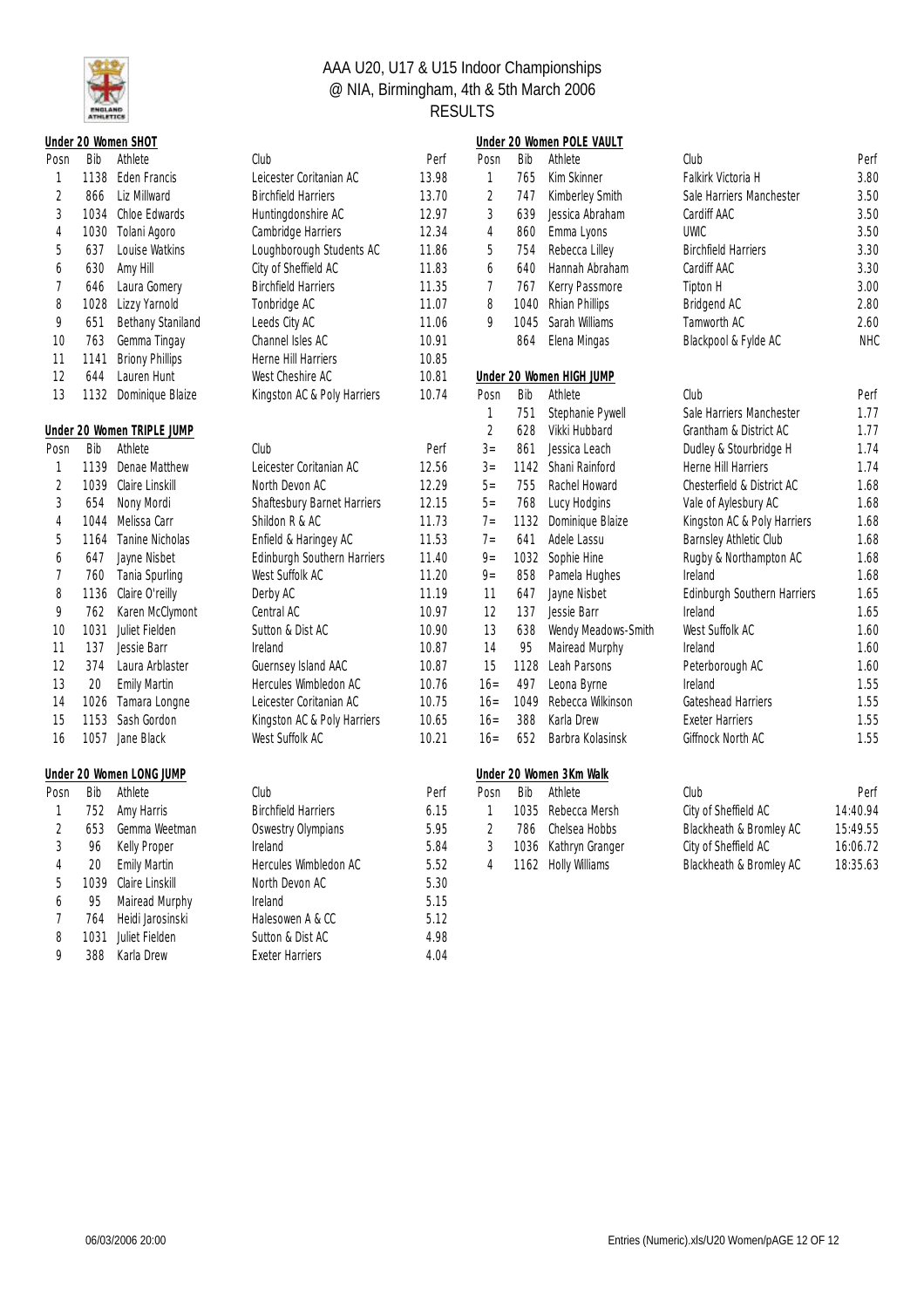# AAA U20, U17 & U15 Indoor Championships
## @ NIA, Birmingham, 4th & 5th March 2006
## RESULTS

### Under 20 Women SHOT

| Posn | Bib | Athlete | Club | Perf |
|---|---|---|---|---|
| 1 | 1138 | Eden Francis | Leicester Coritanian AC | 13.98 |
| 2 | 866 | Liz Millward | Birchfield Harriers | 13.70 |
| 3 | 1034 | Chloe Edwards | Huntingdonshire AC | 12.97 |
| 4 | 1030 | Tolani Agoro | Cambridge Harriers | 12.34 |
| 5 | 637 | Louise Watkins | Loughborough Students AC | 11.86 |
| 6 | 630 | Amy Hill | City of Sheffield AC | 11.83 |
| 7 | 646 | Laura Gomery | Birchfield Harriers | 11.35 |
| 8 | 1028 | Lizzy Yarnold | Tonbridge AC | 11.07 |
| 9 | 651 | Bethany Staniland | Leeds City AC | 11.06 |
| 10 | 763 | Gemma Tingay | Channel Isles AC | 10.91 |
| 11 | 1141 | Briony Phillips | Herne Hill Harriers | 10.85 |
| 12 | 644 | Lauren Hunt | West Cheshire AC | 10.81 |
| 13 | 1132 | Dominique Blaize | Kingston AC & Poly Harriers | 10.74 |

### Under 20 Women TRIPLE JUMP

| Posn | Bib | Athlete | Club | Perf |
|---|---|---|---|---|
| 1 | 1139 | Denae Matthew | Leicester Coritanian AC | 12.56 |
| 2 | 1039 | Claire Linskill | North Devon AC | 12.29 |
| 3 | 654 | Nony Mordi | Shaftesbury Barnet Harriers | 12.15 |
| 4 | 1044 | Melissa Carr | Shildon R & AC | 11.73 |
| 5 | 1164 | Tanine Nicholas | Enfield & Haringey AC | 11.53 |
| 6 | 647 | Jayne Nisbet | Edinburgh Southern Harriers | 11.40 |
| 7 | 760 | Tania Spurling | West Suffolk AC | 11.20 |
| 8 | 1136 | Claire O'reilly | Derby AC | 11.19 |
| 9 | 762 | Karen McClymont | Central AC | 10.97 |
| 10 | 1031 | Juliet Fielden | Sutton & Dist AC | 10.90 |
| 11 | 137 | Jessie Barr | Ireland | 10.87 |
| 12 | 374 | Laura Arblaster | Guernsey Island AAC | 10.87 |
| 13 | 20 | Emily Martin | Hercules Wimbledon AC | 10.76 |
| 14 | 1026 | Tamara Longne | Leicester Coritanian AC | 10.75 |
| 15 | 1153 | Sash Gordon | Kingston AC & Poly Harriers | 10.65 |
| 16 | 1057 | Jane Black | West Suffolk AC | 10.21 |

### Under 20 Women LONG JUMP

| Posn | Bib | Athlete | Club | Perf |
|---|---|---|---|---|
| 1 | 752 | Amy Harris | Birchfield Harriers | 6.15 |
| 2 | 653 | Gemma Weetman | Oswestry Olympians | 5.95 |
| 3 | 96 | Kelly Proper | Ireland | 5.84 |
| 4 | 20 | Emily Martin | Hercules Wimbledon AC | 5.52 |
| 5 | 1039 | Claire Linskill | North Devon AC | 5.30 |
| 6 | 95 | Mairead Murphy | Ireland | 5.15 |
| 7 | 764 | Heidi Jarosinski | Halesowen A & CC | 5.12 |
| 8 | 1031 | Juliet Fielden | Sutton & Dist AC | 4.98 |
| 9 | 388 | Karla Drew | Exeter Harriers | 4.04 |

### Under 20 Women POLE VAULT

| Posn | Bib | Athlete | Club | Perf |
|---|---|---|---|---|
| 1 | 765 | Kim Skinner | Falkirk Victoria H | 3.80 |
| 2 | 747 | Kimberley Smith | Sale Harriers Manchester | 3.50 |
| 3 | 639 | Jessica Abraham | Cardiff AAC | 3.50 |
| 4 | 860 | Emma Lyons | UWIC | 3.50 |
| 5 | 754 | Rebecca Lilley | Birchfield Harriers | 3.30 |
| 6 | 640 | Hannah Abraham | Cardiff AAC | 3.30 |
| 7 | 767 | Kerry Passmore | Tipton H | 3.00 |
| 8 | 1040 | Rhian Phillips | Bridgend AC | 2.80 |
| 9 | 1045 | Sarah Williams | Tamworth AC | 2.60 |
| | 864 | Elena Mingas | Blackpool & Fylde AC | NHC |

### Under 20 Women HIGH JUMP

| Posn | Bib | Athlete | Club | Perf |
|---|---|---|---|---|
| 1 | 751 | Stephanie Pywell | Sale Harriers Manchester | 1.77 |
| 2 | 628 | Vikki Hubbard | Grantham & District AC | 1.77 |
| 3= | 861 | Jessica Leach | Dudley & Stourbridge H | 1.74 |
| 3= | 1142 | Shani Rainford | Herne Hill Harriers | 1.74 |
| 5= | 755 | Rachel Howard | Chesterfield & District AC | 1.68 |
| 5= | 768 | Lucy Hodgins | Vale of Aylesbury AC | 1.68 |
| 7= | 1132 | Dominique Blaize | Kingston AC & Poly Harriers | 1.68 |
| 7= | 641 | Adele Lassu | Barnsley Athletic Club | 1.68 |
| 9= | 1032 | Sophie Hine | Rugby & Northampton AC | 1.68 |
| 9= | 858 | Pamela Hughes | Ireland | 1.68 |
| 11 | 647 | Jayne Nisbet | Edinburgh Southern Harriers | 1.65 |
| 12 | 137 | Jessie Barr | Ireland | 1.65 |
| 13 | 638 | Wendy Meadows-Smith | West Suffolk AC | 1.60 |
| 14 | 95 | Mairead Murphy | Ireland | 1.60 |
| 15 | 1128 | Leah Parsons | Peterborough AC | 1.60 |
| 16= | 497 | Leona Byrne | Ireland | 1.55 |
| 16= | 1049 | Rebecca Wilkinson | Gateshead Harriers | 1.55 |
| 16= | 388 | Karla Drew | Exeter Harriers | 1.55 |
| 16= | 652 | Barbra Kolasinsk | Giffnock North AC | 1.55 |

### Under 20 Women 3Km Walk

| Posn | Bib | Athlete | Club | Perf |
|---|---|---|---|---|
| 1 | 1035 | Rebecca Mersh | City of Sheffield AC | 14:40.94 |
| 2 | 786 | Chelsea Hobbs | Blackheath & Bromley AC | 15:49.55 |
| 3 | 1036 | Kathryn Granger | City of Sheffield AC | 16:06.72 |
| 4 | 1162 | Holly Williams | Blackheath & Bromley AC | 18:35.63 |

06/03/2006 20:00

Entries (Numeric).xls/U20 Women/pAGE 12 OF 12